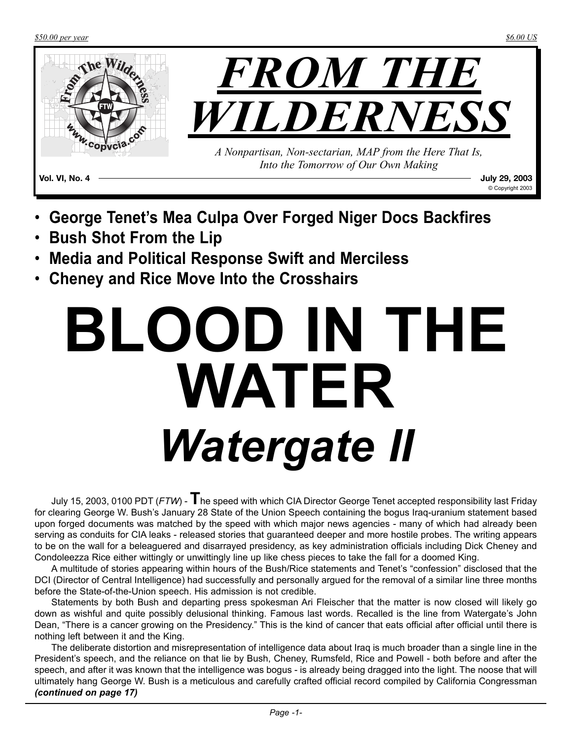$50.00 per year

$6.00 US

# FROM THE WILDERNESS

*A Nonpartisan, Non-sectarian, MAP from the Here That Is, Into the Tomorrow of Our Own Making*

**Vol. VI, No. 4** **July 29, 2003**

© Copyright 2003

- **George Tenet's Mea Culpa Over Forged Niger Docs Backfires**
- **Bush Shot From the Lip**
- **Media and Political Response Swift and Merciless**
- **Cheney and Rice Move Into the Crosshairs**

# BLOOD IN THE WATER

## *Watergate II*

July 15, 2003, 0100 PDT (*FTW*) - The speed with which CIA Director George Tenet accepted responsibility last Friday for clearing George W. Bush's January 28 State of the Union Speech containing the bogus Iraq-uranium statement based upon forged documents was matched by the speed with which major news agencies - many of which had already been serving as conduits for CIA leaks - released stories that guaranteed deeper and more hostile probes. The writing appears to be on the wall for a beleaguered and disarrayed presidency, as key administration officials including Dick Cheney and Condoleezza Rice either wittingly or unwittingly line up like chess pieces to take the fall for a doomed King.

A multitude of stories appearing within hours of the Bush/Rice statements and Tenet's "confession" disclosed that the DCI (Director of Central Intelligence) had successfully and personally argued for the removal of a similar line three months before the State-of-the-Union speech. His admission is not credible.

Statements by both Bush and departing press spokesman Ari Fleischer that the matter is now closed will likely go down as wishful and quite possibly delusional thinking. Famous last words. Recalled is the line from Watergate's John Dean, "There is a cancer growing on the Presidency." This is the kind of cancer that eats official after official until there is nothing left between it and the King.

The deliberate distortion and misrepresentation of intelligence data about Iraq is much broader than a single line in the President's speech, and the reliance on that lie by Bush, Cheney, Rumsfeld, Rice and Powell - both before and after the speech, and after it was known that the intelligence was bogus - is already being dragged into the light. The noose that will ultimately hang George W. Bush is a meticulous and carefully crafted official record compiled by California Congressman ***(continued on page 17)***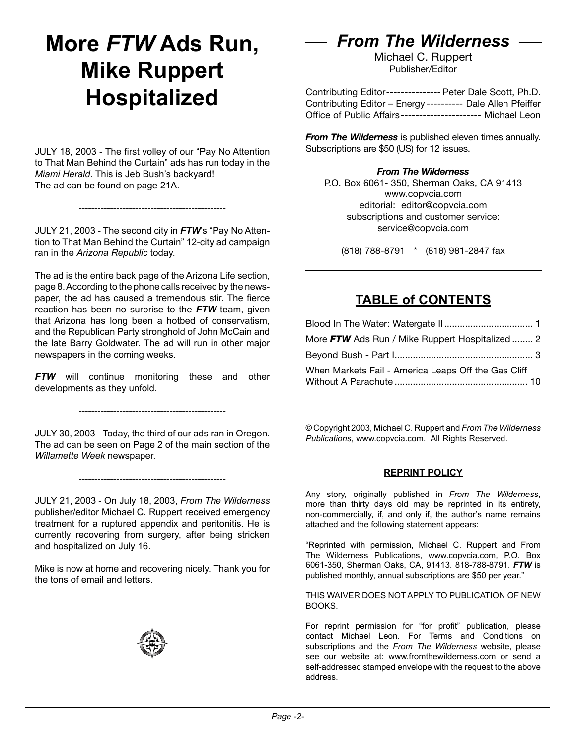# More *FTW* Ads Run, Mike Ruppert Hospitalized

JULY 18, 2003 - The first volley of our "Pay No Attention to That Man Behind the Curtain" ads has run today in the *Miami Herald*. This is Jeb Bush's backyard!
The ad can be found on page 21A.

-----------------------------------------------

JULY 21, 2003 - The second city in ***FTW***'s "Pay No Attention to That Man Behind the Curtain" 12-city ad campaign ran in the *Arizona Republic* today.

The ad is the entire back page of the Arizona Life section, page 8. According to the phone calls received by the newspaper, the ad has caused a tremendous stir. The fierce reaction has been no surprise to the ***FTW*** team, given that Arizona has long been a hotbed of conservatism, and the Republican Party stronghold of John McCain and the late Barry Goldwater. The ad will run in other major newspapers in the coming weeks.

***FTW*** will continue monitoring these and other developments as they unfold.

-----------------------------------------------

JULY 30, 2003 - Today, the third of our ads ran in Oregon. The ad can be seen on Page 2 of the main section of the *Willamette Week* newspaper.

-----------------------------------------------

JULY 21, 2003 - On July 18, 2003, *From The Wilderness* publisher/editor Michael C. Ruppert received emergency treatment for a ruptured appendix and peritonitis. He is currently recovering from surgery, after being stricken and hospitalized on July 16.

Mike is now at home and recovering nicely. Thank you for the tons of email and letters.

## *From The Wilderness*

Michael C. Ruppert
Publisher/Editor

Contributing Editor --------------- Peter Dale Scott, Ph.D.
Contributing Editor – Energy ---------- Dale Allen Pfeiffer
Office of Public Affairs ---------------------- Michael Leon

***From The Wilderness*** is published eleven times annually. Subscriptions are $50 (US) for 12 issues.

***From The Wilderness***
P.O. Box 6061- 350, Sherman Oaks, CA 91413
www.copvcia.com
editorial: editor@copvcia.com
subscriptions and customer service:
service@copvcia.com

(818) 788-8791 * (818) 981-2847 fax

## TABLE of CONTENTS

| | |
|---|---|
| Blood In The Water: Watergate II | 1 |
| More ***FTW*** Ads Run / Mike Ruppert Hospitalized | 2 |
| Beyond Bush - Part I | 3 |
| When Markets Fail - America Leaps Off the Gas Cliff Without A Parachute | 10 |

© Copyright 2003, Michael C. Ruppert and *From The Wilderness Publications*, www.copvcia.com. All Rights Reserved.

### REPRINT POLICY

Any story, originally published in *From The Wilderness*, more than thirty days old may be reprinted in its entirety, non-commercially, if, and only if, the author's name remains attached and the following statement appears:

"Reprinted with permission, Michael C. Ruppert and From The Wilderness Publications, www.copvcia.com, P.O. Box 6061-350, Sherman Oaks, CA, 91413. 818-788-8791. ***FTW*** is published monthly, annual subscriptions are $50 per year."

THIS WAIVER DOES NOT APPLY TO PUBLICATION OF NEW BOOKS.

For reprint permission for "for profit" publication, please contact Michael Leon. For Terms and Conditions on subscriptions and the *From The Wilderness* website, please see our website at: www.fromthewilderness.com or send a self-addressed stamped envelope with the request to the above address.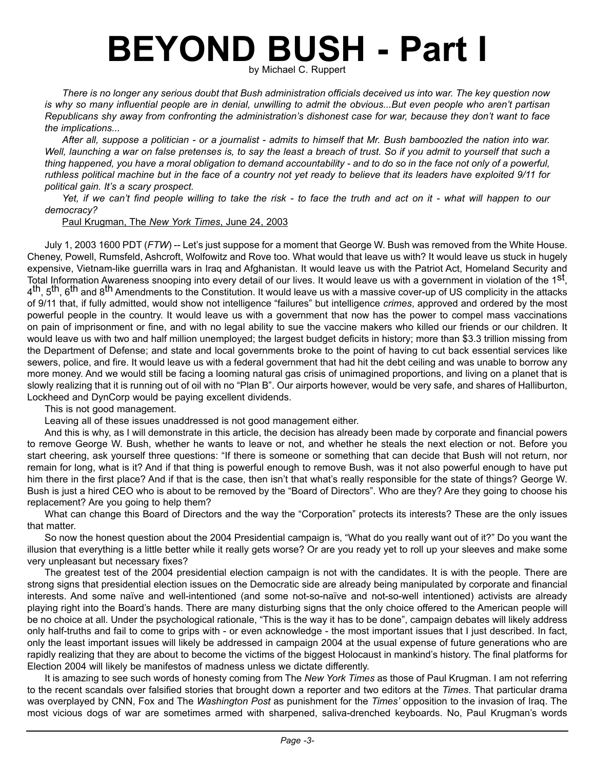# BEYOND BUSH - Part I

by Michael C. Ruppert

*There is no longer any serious doubt that Bush administration officials deceived us into war. The key question now is why so many influential people are in denial, unwilling to admit the obvious...But even people who aren't partisan Republicans shy away from confronting the administration's dishonest case for war, because they don't want to face the implications...*

*After all, suppose a politician - or a journalist - admits to himself that Mr. Bush bamboozled the nation into war. Well, launching a war on false pretenses is, to say the least a breach of trust. So if you admit to yourself that such a thing happened, you have a moral obligation to demand accountability - and to do so in the face not only of a powerful, ruthless political machine but in the face of a country not yet ready to believe that its leaders have exploited 9/11 for political gain. It's a scary prospect.*

*Yet, if we can't find people willing to take the risk - to face the truth and act on it - what will happen to our democracy?*

Paul Krugman, The *New York Times*, June 24, 2003

July 1, 2003 1600 PDT (*FTW*) -- Let's just suppose for a moment that George W. Bush was removed from the White House. Cheney, Powell, Rumsfeld, Ashcroft, Wolfowitz and Rove too. What would that leave us with? It would leave us stuck in hugely expensive, Vietnam-like guerrilla wars in Iraq and Afghanistan. It would leave us with the Patriot Act, Homeland Security and Total Information Awareness snooping into every detail of our lives. It would leave us with a government in violation of the 1st, 4th, 5th, 6th and 8th Amendments to the Constitution. It would leave us with a massive cover-up of US complicity in the attacks of 9/11 that, if fully admitted, would show not intelligence "failures" but intelligence *crimes*, approved and ordered by the most powerful people in the country. It would leave us with a government that now has the power to compel mass vaccinations on pain of imprisonment or fine, and with no legal ability to sue the vaccine makers who killed our friends or our children. It would leave us with two and half million unemployed; the largest budget deficits in history; more than $3.3 trillion missing from the Department of Defense; and state and local governments broke to the point of having to cut back essential services like sewers, police, and fire. It would leave us with a federal government that had hit the debt ceiling and was unable to borrow any more money. And we would still be facing a looming natural gas crisis of unimagined proportions, and living on a planet that is slowly realizing that it is running out of oil with no "Plan B". Our airports however, would be very safe, and shares of Halliburton, Lockheed and DynCorp would be paying excellent dividends.

This is not good management.

Leaving all of these issues unaddressed is not good management either.

And this is why, as I will demonstrate in this article, the decision has already been made by corporate and financial powers to remove George W. Bush, whether he wants to leave or not, and whether he steals the next election or not. Before you start cheering, ask yourself three questions: "If there is someone or something that can decide that Bush will not return, nor remain for long, what is it? And if that thing is powerful enough to remove Bush, was it not also powerful enough to have put him there in the first place? And if that is the case, then isn't that what's really responsible for the state of things? George W. Bush is just a hired CEO who is about to be removed by the "Board of Directors". Who are they? Are they going to choose his replacement? Are you going to help them?

What can change this Board of Directors and the way the "Corporation" protects its interests? These are the only issues that matter.

So now the honest question about the 2004 Presidential campaign is, "What do you really want out of it?" Do you want the illusion that everything is a little better while it really gets worse? Or are you ready yet to roll up your sleeves and make some very unpleasant but necessary fixes?

The greatest test of the 2004 presidential election campaign is not with the candidates. It is with the people. There are strong signs that presidential election issues on the Democratic side are already being manipulated by corporate and financial interests. And some naïve and well-intentioned (and some not-so-naïve and not-so-well intentioned) activists are already playing right into the Board's hands. There are many disturbing signs that the only choice offered to the American people will be no choice at all. Under the psychological rationale, "This is the way it has to be done", campaign debates will likely address only half-truths and fail to come to grips with - or even acknowledge - the most important issues that I just described. In fact, only the least important issues will likely be addressed in campaign 2004 at the usual expense of future generations who are rapidly realizing that they are about to become the victims of the biggest Holocaust in mankind's history. The final platforms for Election 2004 will likely be manifestos of madness unless we dictate differently.

It is amazing to see such words of honesty coming from The *New York Times* as those of Paul Krugman. I am not referring to the recent scandals over falsified stories that brought down a reporter and two editors at the *Times*. That particular drama was overplayed by CNN, Fox and The *Washington Post* as punishment for the *Times'* opposition to the invasion of Iraq. The most vicious dogs of war are sometimes armed with sharpened, saliva-drenched keyboards. No, Paul Krugman's words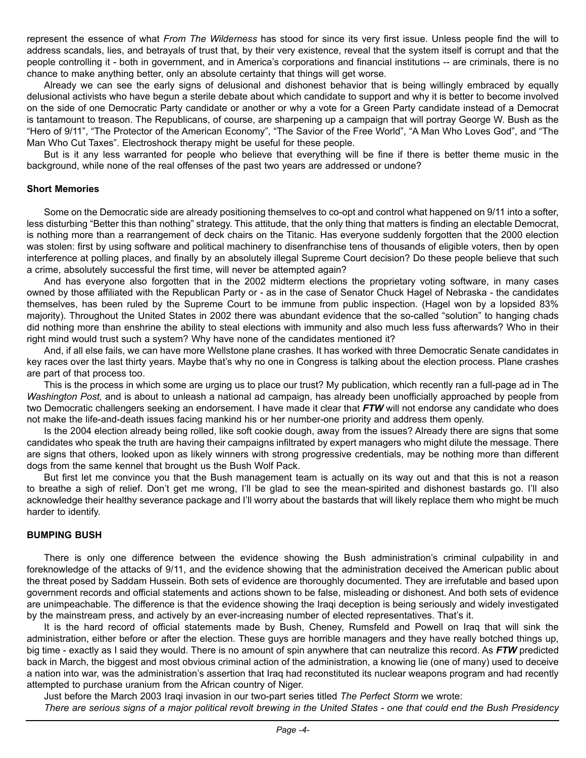represent the essence of what *From The Wilderness* has stood for since its very first issue. Unless people find the will to address scandals, lies, and betrayals of trust that, by their very existence, reveal that the system itself is corrupt and that the people controlling it - both in government, and in America's corporations and financial institutions -- are criminals, there is no chance to make anything better, only an absolute certainty that things will get worse.

Already we can see the early signs of delusional and dishonest behavior that is being willingly embraced by equally delusional activists who have begun a sterile debate about which candidate to support and why it is better to become involved on the side of one Democratic Party candidate or another or why a vote for a Green Party candidate instead of a Democrat is tantamount to treason. The Republicans, of course, are sharpening up a campaign that will portray George W. Bush as the "Hero of 9/11", "The Protector of the American Economy", "The Savior of the Free World", "A Man Who Loves God", and "The Man Who Cut Taxes". Electroshock therapy might be useful for these people.

But is it any less warranted for people who believe that everything will be fine if there is better theme music in the background, while none of the real offenses of the past two years are addressed or undone?

**Short Memories**

Some on the Democratic side are already positioning themselves to co-opt and control what happened on 9/11 into a softer, less disturbing "Better this than nothing" strategy. This attitude, that the only thing that matters is finding an electable Democrat, is nothing more than a rearrangement of deck chairs on the Titanic. Has everyone suddenly forgotten that the 2000 election was stolen: first by using software and political machinery to disenfranchise tens of thousands of eligible voters, then by open interference at polling places, and finally by an absolutely illegal Supreme Court decision? Do these people believe that such a crime, absolutely successful the first time, will never be attempted again?

And has everyone also forgotten that in the 2002 midterm elections the proprietary voting software, in many cases owned by those affiliated with the Republican Party or - as in the case of Senator Chuck Hagel of Nebraska - the candidates themselves, has been ruled by the Supreme Court to be immune from public inspection. (Hagel won by a lopsided 83% majority). Throughout the United States in 2002 there was abundant evidence that the so-called "solution" to hanging chads did nothing more than enshrine the ability to steal elections with immunity and also much less fuss afterwards? Who in their right mind would trust such a system? Why have none of the candidates mentioned it?

And, if all else fails, we can have more Wellstone plane crashes. It has worked with three Democratic Senate candidates in key races over the last thirty years. Maybe that's why no one in Congress is talking about the election process. Plane crashes are part of that process too.

This is the process in which some are urging us to place our trust? My publication, which recently ran a full-page ad in The *Washington Post,* and is about to unleash a national ad campaign, has already been unofficially approached by people from two Democratic challengers seeking an endorsement. I have made it clear that ***FTW*** will not endorse any candidate who does not make the life-and-death issues facing mankind his or her number-one priority and address them openly.

Is the 2004 election already being rolled, like soft cookie dough, away from the issues? Already there are signs that some candidates who speak the truth are having their campaigns infiltrated by expert managers who might dilute the message. There are signs that others, looked upon as likely winners with strong progressive credentials, may be nothing more than different dogs from the same kennel that brought us the Bush Wolf Pack.

But first let me convince you that the Bush management team is actually on its way out and that this is not a reason to breathe a sigh of relief. Don't get me wrong, I'll be glad to see the mean-spirited and dishonest bastards go. I'll also acknowledge their healthy severance package and I'll worry about the bastards that will likely replace them who might be much harder to identify.

**BUMPING BUSH**

There is only one difference between the evidence showing the Bush administration's criminal culpability in and foreknowledge of the attacks of 9/11, and the evidence showing that the administration deceived the American public about the threat posed by Saddam Hussein. Both sets of evidence are thoroughly documented. They are irrefutable and based upon government records and official statements and actions shown to be false, misleading or dishonest. And both sets of evidence are unimpeachable. The difference is that the evidence showing the Iraqi deception is being seriously and widely investigated by the mainstream press, and actively by an ever-increasing number of elected representatives. That's it.

It is the hard record of official statements made by Bush, Cheney, Rumsfeld and Powell on Iraq that will sink the administration, either before or after the election. These guys are horrible managers and they have really botched things up, big time - exactly as I said they would. There is no amount of spin anywhere that can neutralize this record. As ***FTW*** predicted back in March, the biggest and most obvious criminal action of the administration, a knowing lie (one of many) used to deceive a nation into war, was the administration's assertion that Iraq had reconstituted its nuclear weapons program and had recently attempted to purchase uranium from the African country of Niger.

Just before the March 2003 Iraqi invasion in our two-part series titled *The Perfect Storm* we wrote:

*There are serious signs of a major political revolt brewing in the United States - one that could end the Bush Presidency*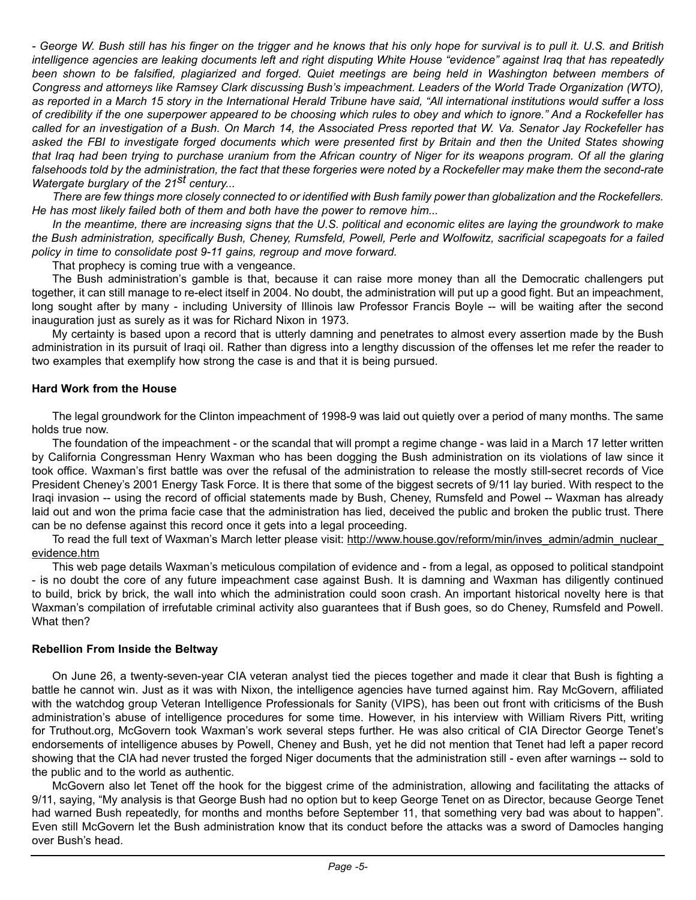*- George W. Bush still has his finger on the trigger and he knows that his only hope for survival is to pull it. U.S. and British intelligence agencies are leaking documents left and right disputing White House "evidence" against Iraq that has repeatedly been shown to be falsified, plagiarized and forged. Quiet meetings are being held in Washington between members of Congress and attorneys like Ramsey Clark discussing Bush's impeachment. Leaders of the World Trade Organization (WTO), as reported in a March 15 story in the International Herald Tribune have said, "All international institutions would suffer a loss of credibility if the one superpower appeared to be choosing which rules to obey and which to ignore." And a Rockefeller has called for an investigation of a Bush. On March 14, the Associated Press reported that W. Va. Senator Jay Rockefeller has asked the FBI to investigate forged documents which were presented first by Britain and then the United States showing that Iraq had been trying to purchase uranium from the African country of Niger for its weapons program. Of all the glaring falsehoods told by the administration, the fact that these forgeries were noted by a Rockefeller may make them the second-rate Watergate burglary of the 21st century...*

*There are few things more closely connected to or identified with Bush family power than globalization and the Rockefellers. He has most likely failed both of them and both have the power to remove him...*

*In the meantime, there are increasing signs that the U.S. political and economic elites are laying the groundwork to make the Bush administration, specifically Bush, Cheney, Rumsfeld, Powell, Perle and Wolfowitz, sacrificial scapegoats for a failed policy in time to consolidate post 9-11 gains, regroup and move forward.*

That prophecy is coming true with a vengeance.

The Bush administration's gamble is that, because it can raise more money than all the Democratic challengers put together, it can still manage to re-elect itself in 2004. No doubt, the administration will put up a good fight. But an impeachment, long sought after by many - including University of Illinois law Professor Francis Boyle -- will be waiting after the second inauguration just as surely as it was for Richard Nixon in 1973.

My certainty is based upon a record that is utterly damning and penetrates to almost every assertion made by the Bush administration in its pursuit of Iraqi oil. Rather than digress into a lengthy discussion of the offenses let me refer the reader to two examples that exemplify how strong the case is and that it is being pursued.

**Hard Work from the House**

The legal groundwork for the Clinton impeachment of 1998-9 was laid out quietly over a period of many months. The same holds true now.

The foundation of the impeachment - or the scandal that will prompt a regime change - was laid in a March 17 letter written by California Congressman Henry Waxman who has been dogging the Bush administration on its violations of law since it took office. Waxman's first battle was over the refusal of the administration to release the mostly still-secret records of Vice President Cheney's 2001 Energy Task Force. It is there that some of the biggest secrets of 9/11 lay buried. With respect to the Iraqi invasion -- using the record of official statements made by Bush, Cheney, Rumsfeld and Powel -- Waxman has already laid out and won the prima facie case that the administration has lied, deceived the public and broken the public trust. There can be no defense against this record once it gets into a legal proceeding.

To read the full text of Waxman's March letter please visit: http://www.house.gov/reform/min/inves_admin/admin_nuclear_evidence.htm

This web page details Waxman's meticulous compilation of evidence and - from a legal, as opposed to political standpoint - is no doubt the core of any future impeachment case against Bush. It is damning and Waxman has diligently continued to build, brick by brick, the wall into which the administration could soon crash. An important historical novelty here is that Waxman's compilation of irrefutable criminal activity also guarantees that if Bush goes, so do Cheney, Rumsfeld and Powell. What then?

**Rebellion From Inside the Beltway**

On June 26, a twenty-seven-year CIA veteran analyst tied the pieces together and made it clear that Bush is fighting a battle he cannot win. Just as it was with Nixon, the intelligence agencies have turned against him. Ray McGovern, affiliated with the watchdog group Veteran Intelligence Professionals for Sanity (VIPS), has been out front with criticisms of the Bush administration's abuse of intelligence procedures for some time. However, in his interview with William Rivers Pitt, writing for Truthout.org, McGovern took Waxman's work several steps further. He was also critical of CIA Director George Tenet's endorsements of intelligence abuses by Powell, Cheney and Bush, yet he did not mention that Tenet had left a paper record showing that the CIA had never trusted the forged Niger documents that the administration still - even after warnings -- sold to the public and to the world as authentic.

McGovern also let Tenet off the hook for the biggest crime of the administration, allowing and facilitating the attacks of 9/11, saying, "My analysis is that George Bush had no option but to keep George Tenet on as Director, because George Tenet had warned Bush repeatedly, for months and months before September 11, that something very bad was about to happen". Even still McGovern let the Bush administration know that its conduct before the attacks was a sword of Damocles hanging over Bush's head.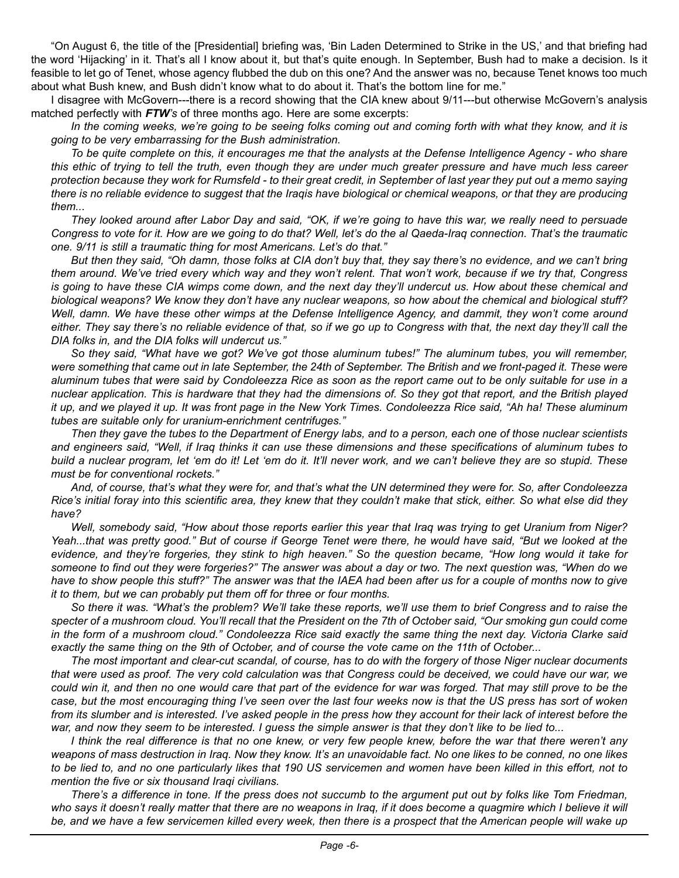"On August 6, the title of the [Presidential] briefing was, 'Bin Laden Determined to Strike in the US,' and that briefing had the word 'Hijacking' in it. That's all I know about it, but that's quite enough. In September, Bush had to make a decision. Is it feasible to let go of Tenet, whose agency flubbed the dub on this one? And the answer was no, because Tenet knows too much about what Bush knew, and Bush didn't know what to do about it. That's the bottom line for me."

I disagree with McGovern---there is a record showing that the CIA knew about 9/11---but otherwise McGovern's analysis matched perfectly with ***FTW***'s of three months ago. Here are some excerpts:

*In the coming weeks, we're going to be seeing folks coming out and coming forth with what they know, and it is going to be very embarrassing for the Bush administration.*

*To be quite complete on this, it encourages me that the analysts at the Defense Intelligence Agency - who share this ethic of trying to tell the truth, even though they are under much greater pressure and have much less career protection because they work for Rumsfeld - to their great credit, in September of last year they put out a memo saying there is no reliable evidence to suggest that the Iraqis have biological or chemical weapons, or that they are producing them...*

*They looked around after Labor Day and said, "OK, if we're going to have this war, we really need to persuade Congress to vote for it. How are we going to do that? Well, let's do the al Qaeda-Iraq connection. That's the traumatic one. 9/11 is still a traumatic thing for most Americans. Let's do that."*

*But then they said, "Oh damn, those folks at CIA don't buy that, they say there's no evidence, and we can't bring them around. We've tried every which way and they won't relent. That won't work, because if we try that, Congress is going to have these CIA wimps come down, and the next day they'll undercut us. How about these chemical and biological weapons? We know they don't have any nuclear weapons, so how about the chemical and biological stuff? Well, damn. We have these other wimps at the Defense Intelligence Agency, and dammit, they won't come around either. They say there's no reliable evidence of that, so if we go up to Congress with that, the next day they'll call the DIA folks in, and the DIA folks will undercut us."*

*So they said, "What have we got? We've got those aluminum tubes!" The aluminum tubes, you will remember, were something that came out in late September, the 24th of September. The British and we front-paged it. These were aluminum tubes that were said by Condoleezza Rice as soon as the report came out to be only suitable for use in a nuclear application. This is hardware that they had the dimensions of. So they got that report, and the British played it up, and we played it up. It was front page in the New York Times. Condoleezza Rice said, "Ah ha! These aluminum tubes are suitable only for uranium-enrichment centrifuges."*

*Then they gave the tubes to the Department of Energy labs, and to a person, each one of those nuclear scientists and engineers said, "Well, if Iraq thinks it can use these dimensions and these specifications of aluminum tubes to build a nuclear program, let 'em do it! Let 'em do it. It'll never work, and we can't believe they are so stupid. These must be for conventional rockets."*

*And, of course, that's what they were for, and that's what the UN determined they were for. So, after Condoleezza Rice's initial foray into this scientific area, they knew that they couldn't make that stick, either. So what else did they have?*

*Well, somebody said, "How about those reports earlier this year that Iraq was trying to get Uranium from Niger? Yeah...that was pretty good." But of course if George Tenet were there, he would have said, "But we looked at the evidence, and they're forgeries, they stink to high heaven." So the question became, "How long would it take for someone to find out they were forgeries?" The answer was about a day or two. The next question was, "When do we have to show people this stuff?" The answer was that the IAEA had been after us for a couple of months now to give it to them, but we can probably put them off for three or four months.*

*So there it was. "What's the problem? We'll take these reports, we'll use them to brief Congress and to raise the specter of a mushroom cloud. You'll recall that the President on the 7th of October said, "Our smoking gun could come in the form of a mushroom cloud." Condoleezza Rice said exactly the same thing the next day. Victoria Clarke said exactly the same thing on the 9th of October, and of course the vote came on the 11th of October...*

*The most important and clear-cut scandal, of course, has to do with the forgery of those Niger nuclear documents that were used as proof. The very cold calculation was that Congress could be deceived, we could have our war, we could win it, and then no one would care that part of the evidence for war was forged. That may still prove to be the case, but the most encouraging thing I've seen over the last four weeks now is that the US press has sort of woken from its slumber and is interested. I've asked people in the press how they account for their lack of interest before the war, and now they seem to be interested. I guess the simple answer is that they don't like to be lied to...*

*I think the real difference is that no one knew, or very few people knew, before the war that there weren't any weapons of mass destruction in Iraq. Now they know. It's an unavoidable fact. No one likes to be conned, no one likes to be lied to, and no one particularly likes that 190 US servicemen and women have been killed in this effort, not to mention the five or six thousand Iraqi civilians.*

*There's a difference in tone. If the press does not succumb to the argument put out by folks like Tom Friedman, who says it doesn't really matter that there are no weapons in Iraq, if it does become a quagmire which I believe it will be, and we have a few servicemen killed every week, then there is a prospect that the American people will wake up*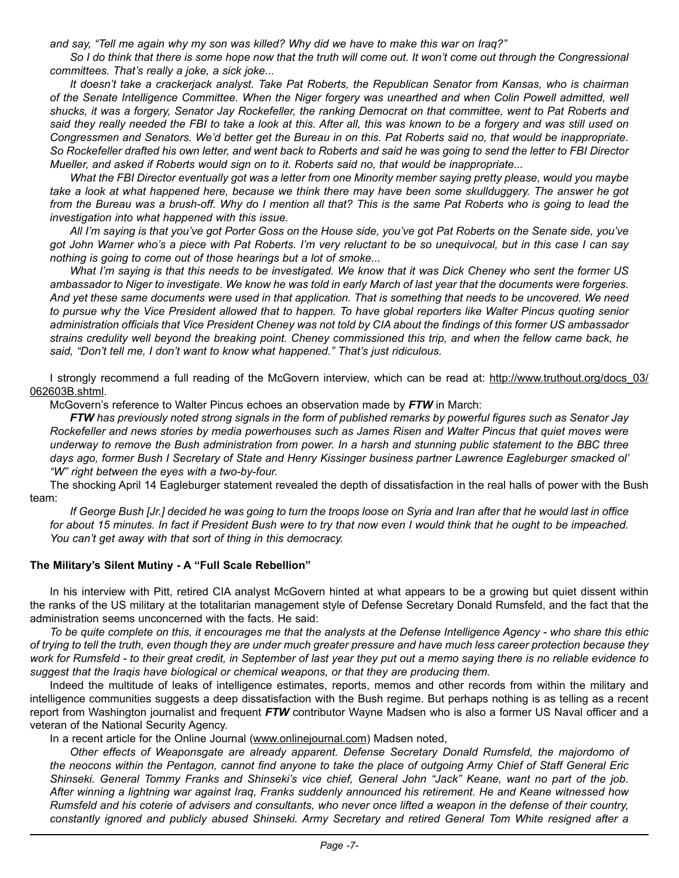*and say, "Tell me again why my son was killed? Why did we have to make this war on Iraq?"*

*So I do think that there is some hope now that the truth will come out. It won't come out through the Congressional committees. That's really a joke, a sick joke...*

*It doesn't take a crackerjack analyst. Take Pat Roberts, the Republican Senator from Kansas, who is chairman of the Senate Intelligence Committee. When the Niger forgery was unearthed and when Colin Powell admitted, well shucks, it was a forgery, Senator Jay Rockefeller, the ranking Democrat on that committee, went to Pat Roberts and said they really needed the FBI to take a look at this. After all, this was known to be a forgery and was still used on Congressmen and Senators. We'd better get the Bureau in on this. Pat Roberts said no, that would be inappropriate. So Rockefeller drafted his own letter, and went back to Roberts and said he was going to send the letter to FBI Director Mueller, and asked if Roberts would sign on to it. Roberts said no, that would be inappropriate...*

*What the FBI Director eventually got was a letter from one Minority member saying pretty please, would you maybe take a look at what happened here, because we think there may have been some skullduggery. The answer he got from the Bureau was a brush-off. Why do I mention all that? This is the same Pat Roberts who is going to lead the investigation into what happened with this issue.*

*All I'm saying is that you've got Porter Goss on the House side, you've got Pat Roberts on the Senate side, you've got John Warner who's a piece with Pat Roberts. I'm very reluctant to be so unequivocal, but in this case I can say nothing is going to come out of those hearings but a lot of smoke...*

*What I'm saying is that this needs to be investigated. We know that it was Dick Cheney who sent the former US ambassador to Niger to investigate. We know he was told in early March of last year that the documents were forgeries. And yet these same documents were used in that application. That is something that needs to be uncovered. We need to pursue why the Vice President allowed that to happen. To have global reporters like Walter Pincus quoting senior administration officials that Vice President Cheney was not told by CIA about the findings of this former US ambassador strains credulity well beyond the breaking point. Cheney commissioned this trip, and when the fellow came back, he said, "Don't tell me, I don't want to know what happened." That's just ridiculous.*

I strongly recommend a full reading of the McGovern interview, which can be read at: http://www.truthout.org/docs_03/062603B.shtml.

McGovern's reference to Walter Pincus echoes an observation made by ***FTW*** in March:

***FTW*** *has previously noted strong signals in the form of published remarks by powerful figures such as Senator Jay Rockefeller and news stories by media powerhouses such as James Risen and Walter Pincus that quiet moves were underway to remove the Bush administration from power. In a harsh and stunning public statement to the BBC three days ago, former Bush I Secretary of State and Henry Kissinger business partner Lawrence Eagleburger smacked ol' "W" right between the eyes with a two-by-four.*

The shocking April 14 Eagleburger statement revealed the depth of dissatisfaction in the real halls of power with the Bush team:

*If George Bush [Jr.] decided he was going to turn the troops loose on Syria and Iran after that he would last in office for about 15 minutes. In fact if President Bush were to try that now even I would think that he ought to be impeached. You can't get away with that sort of thing in this democracy.*

**The Military's Silent Mutiny - A "Full Scale Rebellion"**

In his interview with Pitt, retired CIA analyst McGovern hinted at what appears to be a growing but quiet dissent within the ranks of the US military at the totalitarian management style of Defense Secretary Donald Rumsfeld, and the fact that the administration seems unconcerned with the facts. He said:

*To be quite complete on this, it encourages me that the analysts at the Defense Intelligence Agency - who share this ethic of trying to tell the truth, even though they are under much greater pressure and have much less career protection because they work for Rumsfeld - to their great credit, in September of last year they put out a memo saying there is no reliable evidence to suggest that the Iraqis have biological or chemical weapons, or that they are producing them.*

Indeed the multitude of leaks of intelligence estimates, reports, memos and other records from within the military and intelligence communities suggests a deep dissatisfaction with the Bush regime. But perhaps nothing is as telling as a recent report from Washington journalist and frequent ***FTW*** contributor Wayne Madsen who is also a former US Naval officer and a veteran of the National Security Agency.

In a recent article for the Online Journal (www.onlinejournal.com) Madsen noted,

*Other effects of Weaponsgate are already apparent. Defense Secretary Donald Rumsfeld, the majordomo of the neocons within the Pentagon, cannot find anyone to take the place of outgoing Army Chief of Staff General Eric Shinseki. General Tommy Franks and Shinseki's vice chief, General John "Jack" Keane, want no part of the job. After winning a lightning war against Iraq, Franks suddenly announced his retirement. He and Keane witnessed how Rumsfeld and his coterie of advisers and consultants, who never once lifted a weapon in the defense of their country, constantly ignored and publicly abused Shinseki. Army Secretary and retired General Tom White resigned after a*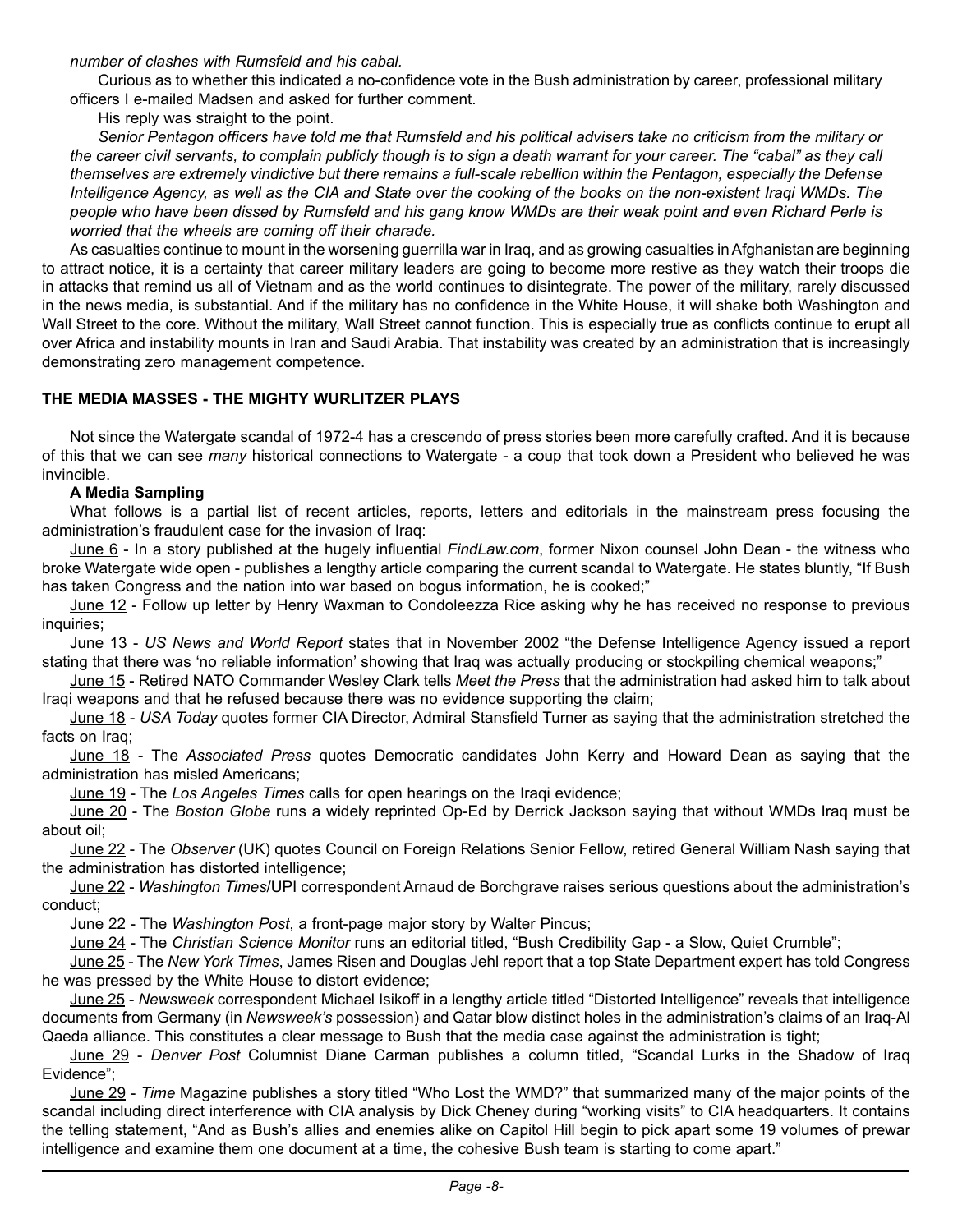*number of clashes with Rumsfeld and his cabal.*

Curious as to whether this indicated a no-confidence vote in the Bush administration by career, professional military officers I e-mailed Madsen and asked for further comment.

His reply was straight to the point.

*Senior Pentagon officers have told me that Rumsfeld and his political advisers take no criticism from the military or the career civil servants, to complain publicly though is to sign a death warrant for your career. The "cabal" as they call themselves are extremely vindictive but there remains a full-scale rebellion within the Pentagon, especially the Defense Intelligence Agency, as well as the CIA and State over the cooking of the books on the non-existent Iraqi WMDs. The people who have been dissed by Rumsfeld and his gang know WMDs are their weak point and even Richard Perle is worried that the wheels are coming off their charade.*

As casualties continue to mount in the worsening guerrilla war in Iraq, and as growing casualties in Afghanistan are beginning to attract notice, it is a certainty that career military leaders are going to become more restive as they watch their troops die in attacks that remind us all of Vietnam and as the world continues to disintegrate. The power of the military, rarely discussed in the news media, is substantial. And if the military has no confidence in the White House, it will shake both Washington and Wall Street to the core. Without the military, Wall Street cannot function. This is especially true as conflicts continue to erupt all over Africa and instability mounts in Iran and Saudi Arabia. That instability was created by an administration that is increasingly demonstrating zero management competence.

## THE MEDIA MASSES - THE MIGHTY WURLITZER PLAYS

Not since the Watergate scandal of 1972-4 has a crescendo of press stories been more carefully crafted. And it is because of this that we can see *many* historical connections to Watergate - a coup that took down a President who believed he was invincible.

### A Media Sampling

What follows is a partial list of recent articles, reports, letters and editorials in the mainstream press focusing the administration's fraudulent case for the invasion of Iraq:

June 6 - In a story published at the hugely influential *FindLaw.com*, former Nixon counsel John Dean - the witness who broke Watergate wide open - publishes a lengthy article comparing the current scandal to Watergate. He states bluntly, "If Bush has taken Congress and the nation into war based on bogus information, he is cooked;"

June 12 - Follow up letter by Henry Waxman to Condoleezza Rice asking why he has received no response to previous inquiries;

June 13 - *US News and World Report* states that in November 2002 "the Defense Intelligence Agency issued a report stating that there was 'no reliable information' showing that Iraq was actually producing or stockpiling chemical weapons;"

June 15 - Retired NATO Commander Wesley Clark tells *Meet the Press* that the administration had asked him to talk about Iraqi weapons and that he refused because there was no evidence supporting the claim;

June 18 - *USA Today* quotes former CIA Director, Admiral Stansfield Turner as saying that the administration stretched the facts on Iraq;

June 18 - The *Associated Press* quotes Democratic candidates John Kerry and Howard Dean as saying that the administration has misled Americans;

June 19 - The *Los Angeles Times* calls for open hearings on the Iraqi evidence;

June 20 - The *Boston Globe* runs a widely reprinted Op-Ed by Derrick Jackson saying that without WMDs Iraq must be about oil;

June 22 - The *Observer* (UK) quotes Council on Foreign Relations Senior Fellow, retired General William Nash saying that the administration has distorted intelligence;

June 22 - *Washington Times*/UPI correspondent Arnaud de Borchgrave raises serious questions about the administration's conduct;

June 22 - The *Washington Post*, a front-page major story by Walter Pincus;

June 24 - The *Christian Science Monitor* runs an editorial titled, "Bush Credibility Gap - a Slow, Quiet Crumble";

June 25 - The *New York Times*, James Risen and Douglas Jehl report that a top State Department expert has told Congress he was pressed by the White House to distort evidence;

June 25 - *Newsweek* correspondent Michael Isikoff in a lengthy article titled "Distorted Intelligence" reveals that intelligence documents from Germany (in *Newsweek's* possession) and Qatar blow distinct holes in the administration's claims of an Iraq-Al Qaeda alliance. This constitutes a clear message to Bush that the media case against the administration is tight;

June 29 - *Denver Post* Columnist Diane Carman publishes a column titled, "Scandal Lurks in the Shadow of Iraq Evidence";

June 29 - *Time* Magazine publishes a story titled "Who Lost the WMD?" that summarized many of the major points of the scandal including direct interference with CIA analysis by Dick Cheney during "working visits" to CIA headquarters. It contains the telling statement, "And as Bush's allies and enemies alike on Capitol Hill begin to pick apart some 19 volumes of prewar intelligence and examine them one document at a time, the cohesive Bush team is starting to come apart."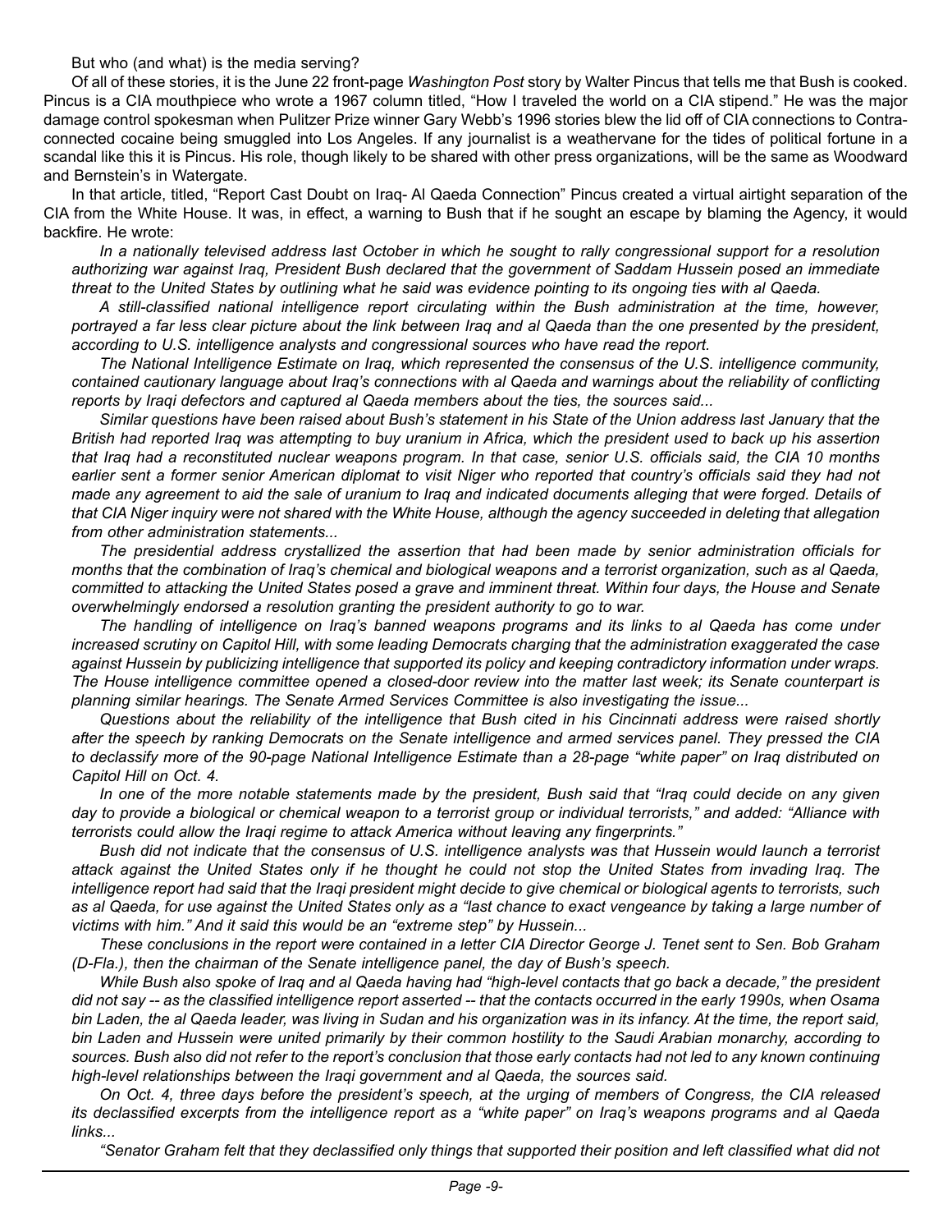But who (and what) is the media serving?

Of all of these stories, it is the June 22 front-page *Washington Post* story by Walter Pincus that tells me that Bush is cooked. Pincus is a CIA mouthpiece who wrote a 1967 column titled, "How I traveled the world on a CIA stipend." He was the major damage control spokesman when Pulitzer Prize winner Gary Webb's 1996 stories blew the lid off of CIA connections to Contra-connected cocaine being smuggled into Los Angeles. If any journalist is a weathervane for the tides of political fortune in a scandal like this it is Pincus. His role, though likely to be shared with other press organizations, will be the same as Woodward and Bernstein's in Watergate.

In that article, titled, "Report Cast Doubt on Iraq- Al Qaeda Connection" Pincus created a virtual airtight separation of the CIA from the White House. It was, in effect, a warning to Bush that if he sought an escape by blaming the Agency, it would backfire. He wrote:

*In a nationally televised address last October in which he sought to rally congressional support for a resolution authorizing war against Iraq, President Bush declared that the government of Saddam Hussein posed an immediate threat to the United States by outlining what he said was evidence pointing to its ongoing ties with al Qaeda.*

*A still-classified national intelligence report circulating within the Bush administration at the time, however, portrayed a far less clear picture about the link between Iraq and al Qaeda than the one presented by the president, according to U.S. intelligence analysts and congressional sources who have read the report.*

*The National Intelligence Estimate on Iraq, which represented the consensus of the U.S. intelligence community, contained cautionary language about Iraq's connections with al Qaeda and warnings about the reliability of conflicting reports by Iraqi defectors and captured al Qaeda members about the ties, the sources said...*

*Similar questions have been raised about Bush's statement in his State of the Union address last January that the British had reported Iraq was attempting to buy uranium in Africa, which the president used to back up his assertion that Iraq had a reconstituted nuclear weapons program. In that case, senior U.S. officials said, the CIA 10 months earlier sent a former senior American diplomat to visit Niger who reported that country's officials said they had not made any agreement to aid the sale of uranium to Iraq and indicated documents alleging that were forged. Details of that CIA Niger inquiry were not shared with the White House, although the agency succeeded in deleting that allegation from other administration statements...*

*The presidential address crystallized the assertion that had been made by senior administration officials for months that the combination of Iraq's chemical and biological weapons and a terrorist organization, such as al Qaeda, committed to attacking the United States posed a grave and imminent threat. Within four days, the House and Senate overwhelmingly endorsed a resolution granting the president authority to go to war.*

*The handling of intelligence on Iraq's banned weapons programs and its links to al Qaeda has come under increased scrutiny on Capitol Hill, with some leading Democrats charging that the administration exaggerated the case against Hussein by publicizing intelligence that supported its policy and keeping contradictory information under wraps. The House intelligence committee opened a closed-door review into the matter last week; its Senate counterpart is planning similar hearings. The Senate Armed Services Committee is also investigating the issue...*

*Questions about the reliability of the intelligence that Bush cited in his Cincinnati address were raised shortly after the speech by ranking Democrats on the Senate intelligence and armed services panel. They pressed the CIA to declassify more of the 90-page National Intelligence Estimate than a 28-page "white paper" on Iraq distributed on Capitol Hill on Oct. 4.*

*In one of the more notable statements made by the president, Bush said that "Iraq could decide on any given day to provide a biological or chemical weapon to a terrorist group or individual terrorists," and added: "Alliance with terrorists could allow the Iraqi regime to attack America without leaving any fingerprints."*

*Bush did not indicate that the consensus of U.S. intelligence analysts was that Hussein would launch a terrorist attack against the United States only if he thought he could not stop the United States from invading Iraq. The intelligence report had said that the Iraqi president might decide to give chemical or biological agents to terrorists, such as al Qaeda, for use against the United States only as a "last chance to exact vengeance by taking a large number of victims with him." And it said this would be an "extreme step" by Hussein...*

*These conclusions in the report were contained in a letter CIA Director George J. Tenet sent to Sen. Bob Graham (D-Fla.), then the chairman of the Senate intelligence panel, the day of Bush's speech.*

*While Bush also spoke of Iraq and al Qaeda having had "high-level contacts that go back a decade," the president did not say -- as the classified intelligence report asserted -- that the contacts occurred in the early 1990s, when Osama bin Laden, the al Qaeda leader, was living in Sudan and his organization was in its infancy. At the time, the report said, bin Laden and Hussein were united primarily by their common hostility to the Saudi Arabian monarchy, according to sources. Bush also did not refer to the report's conclusion that those early contacts had not led to any known continuing high-level relationships between the Iraqi government and al Qaeda, the sources said.*

*On Oct. 4, three days before the president's speech, at the urging of members of Congress, the CIA released its declassified excerpts from the intelligence report as a "white paper" on Iraq's weapons programs and al Qaeda links...*

*"Senator Graham felt that they declassified only things that supported their position and left classified what did not*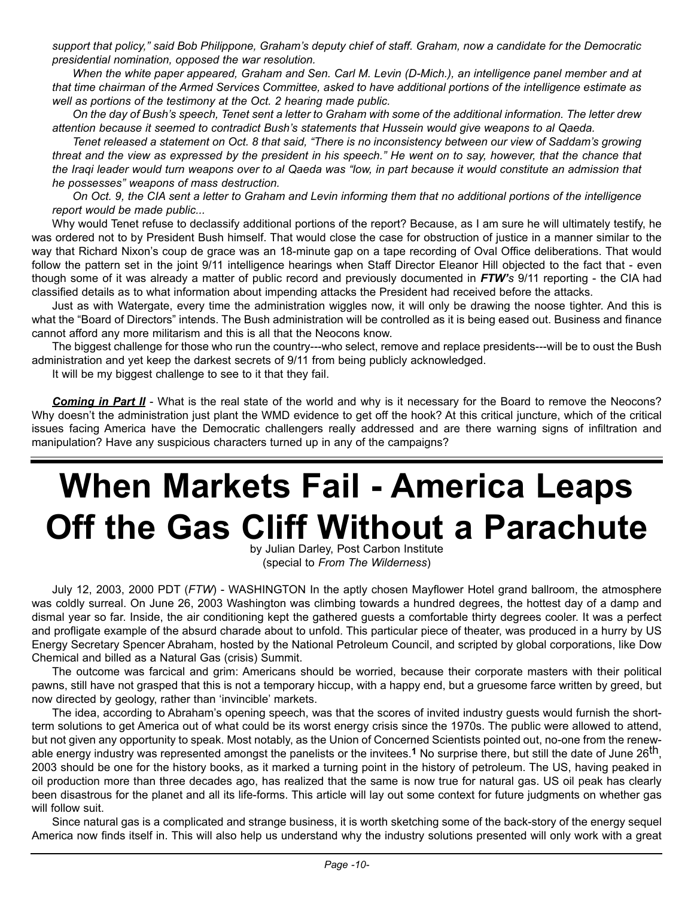*support that policy," said Bob Philippone, Graham's deputy chief of staff. Graham, now a candidate for the Democratic presidential nomination, opposed the war resolution.*

*When the white paper appeared, Graham and Sen. Carl M. Levin (D-Mich.), an intelligence panel member and at that time chairman of the Armed Services Committee, asked to have additional portions of the intelligence estimate as well as portions of the testimony at the Oct. 2 hearing made public.*

*On the day of Bush's speech, Tenet sent a letter to Graham with some of the additional information. The letter drew attention because it seemed to contradict Bush's statements that Hussein would give weapons to al Qaeda.*

*Tenet released a statement on Oct. 8 that said, "There is no inconsistency between our view of Saddam's growing threat and the view as expressed by the president in his speech." He went on to say, however, that the chance that the Iraqi leader would turn weapons over to al Qaeda was "low, in part because it would constitute an admission that he possesses" weapons of mass destruction.*

*On Oct. 9, the CIA sent a letter to Graham and Levin informing them that no additional portions of the intelligence report would be made public...*

Why would Tenet refuse to declassify additional portions of the report? Because, as I am sure he will ultimately testify, he was ordered not to by President Bush himself. That would close the case for obstruction of justice in a manner similar to the way that Richard Nixon's coup de grace was an 18-minute gap on a tape recording of Oval Office deliberations. That would follow the pattern set in the joint 9/11 intelligence hearings when Staff Director Eleanor Hill objected to the fact that - even though some of it was already a matter of public record and previously documented in ***FTW's*** 9/11 reporting - the CIA had classified details as to what information about impending attacks the President had received before the attacks.

Just as with Watergate, every time the administration wiggles now, it will only be drawing the noose tighter. And this is what the "Board of Directors" intends. The Bush administration will be controlled as it is being eased out. Business and finance cannot afford any more militarism and this is all that the Neocons know.

The biggest challenge for those who run the country---who select, remove and replace presidents---will be to oust the Bush administration and yet keep the darkest secrets of 9/11 from being publicly acknowledged.

It will be my biggest challenge to see to it that they fail.

***Coming in Part II*** - What is the real state of the world and why is it necessary for the Board to remove the Neocons? Why doesn't the administration just plant the WMD evidence to get off the hook? At this critical juncture, which of the critical issues facing America have the Democratic challengers really addressed and are there warning signs of infiltration and manipulation? Have any suspicious characters turned up in any of the campaigns?

---

# When Markets Fail - America Leaps Off the Gas Cliff Without a Parachute

by Julian Darley, Post Carbon Institute
(special to *From The Wilderness*)

July 12, 2003, 2000 PDT (*FTW*) - WASHINGTON In the aptly chosen Mayflower Hotel grand ballroom, the atmosphere was coldly surreal. On June 26, 2003 Washington was climbing towards a hundred degrees, the hottest day of a damp and dismal year so far. Inside, the air conditioning kept the gathered guests a comfortable thirty degrees cooler. It was a perfect and profligate example of the absurd charade about to unfold. This particular piece of theater, was produced in a hurry by US Energy Secretary Spencer Abraham, hosted by the National Petroleum Council, and scripted by global corporations, like Dow Chemical and billed as a Natural Gas (crisis) Summit.

The outcome was farcical and grim: Americans should be worried, because their corporate masters with their political pawns, still have not grasped that this is not a temporary hiccup, with a happy end, but a gruesome farce written by greed, but now directed by geology, rather than 'invincible' markets.

The idea, according to Abraham's opening speech, was that the scores of invited industry guests would furnish the short-term solutions to get America out of what could be its worst energy crisis since the 1970s. The public were allowed to attend, but not given any opportunity to speak. Most notably, as the Union of Concerned Scientists pointed out, no-one from the renewable energy industry was represented amongst the panelists or the invitees.**[1]** No surprise there, but still the date of June 26th, 2003 should be one for the history books, as it marked a turning point in the history of petroleum. The US, having peaked in oil production more than three decades ago, has realized that the same is now true for natural gas. US oil peak has clearly been disastrous for the planet and all its life-forms. This article will lay out some context for future judgments on whether gas will follow suit.

Since natural gas is a complicated and strange business, it is worth sketching some of the back-story of the energy sequel America now finds itself in. This will also help us understand why the industry solutions presented will only work with a great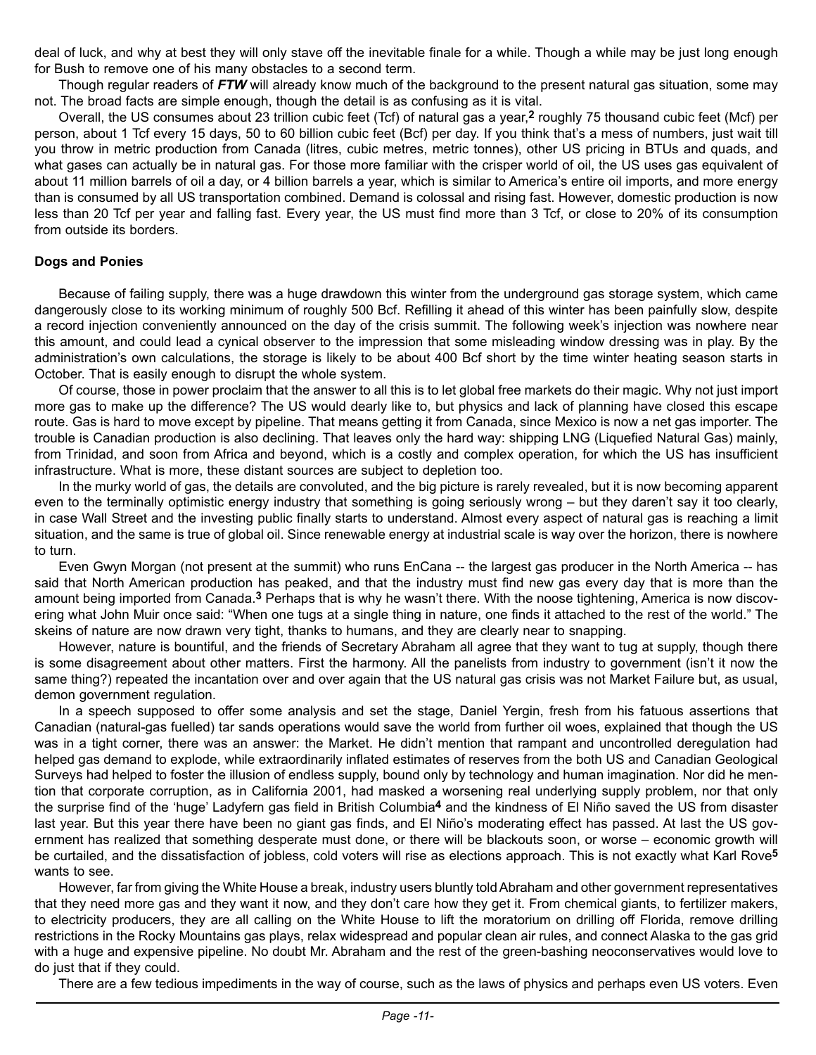deal of luck, and why at best they will only stave off the inevitable finale for a while. Though a while may be just long enough for Bush to remove one of his many obstacles to a second term.

Though regular readers of ***FTW*** will already know much of the background to the present natural gas situation, some may not. The broad facts are simple enough, though the detail is as confusing as it is vital.

Overall, the US consumes about 23 trillion cubic feet (Tcf) of natural gas a year,[2] roughly 75 thousand cubic feet (Mcf) per person, about 1 Tcf every 15 days, 50 to 60 billion cubic feet (Bcf) per day. If you think that's a mess of numbers, just wait till you throw in metric production from Canada (litres, cubic metres, metric tonnes), other US pricing in BTUs and quads, and what gases can actually be in natural gas. For those more familiar with the crisper world of oil, the US uses gas equivalent of about 11 million barrels of oil a day, or 4 billion barrels a year, which is similar to America's entire oil imports, and more energy than is consumed by all US transportation combined. Demand is colossal and rising fast. However, domestic production is now less than 20 Tcf per year and falling fast. Every year, the US must find more than 3 Tcf, or close to 20% of its consumption from outside its borders.

**Dogs and Ponies**

Because of failing supply, there was a huge drawdown this winter from the underground gas storage system, which came dangerously close to its working minimum of roughly 500 Bcf. Refilling it ahead of this winter has been painfully slow, despite a record injection conveniently announced on the day of the crisis summit. The following week's injection was nowhere near this amount, and could lead a cynical observer to the impression that some misleading window dressing was in play. By the administration's own calculations, the storage is likely to be about 400 Bcf short by the time winter heating season starts in October. That is easily enough to disrupt the whole system.

Of course, those in power proclaim that the answer to all this is to let global free markets do their magic. Why not just import more gas to make up the difference? The US would dearly like to, but physics and lack of planning have closed this escape route. Gas is hard to move except by pipeline. That means getting it from Canada, since Mexico is now a net gas importer. The trouble is Canadian production is also declining. That leaves only the hard way: shipping LNG (Liquefied Natural Gas) mainly, from Trinidad, and soon from Africa and beyond, which is a costly and complex operation, for which the US has insufficient infrastructure. What is more, these distant sources are subject to depletion too.

In the murky world of gas, the details are convoluted, and the big picture is rarely revealed, but it is now becoming apparent even to the terminally optimistic energy industry that something is going seriously wrong – but they daren't say it too clearly, in case Wall Street and the investing public finally starts to understand. Almost every aspect of natural gas is reaching a limit situation, and the same is true of global oil. Since renewable energy at industrial scale is way over the horizon, there is nowhere to turn.

Even Gwyn Morgan (not present at the summit) who runs EnCana -- the largest gas producer in the North America -- has said that North American production has peaked, and that the industry must find new gas every day that is more than the amount being imported from Canada.[3] Perhaps that is why he wasn't there. With the noose tightening, America is now discovering what John Muir once said: "When one tugs at a single thing in nature, one finds it attached to the rest of the world." The skeins of nature are now drawn very tight, thanks to humans, and they are clearly near to snapping.

However, nature is bountiful, and the friends of Secretary Abraham all agree that they want to tug at supply, though there is some disagreement about other matters. First the harmony. All the panelists from industry to government (isn't it now the same thing?) repeated the incantation over and over again that the US natural gas crisis was not Market Failure but, as usual, demon government regulation.

In a speech supposed to offer some analysis and set the stage, Daniel Yergin, fresh from his fatuous assertions that Canadian (natural-gas fuelled) tar sands operations would save the world from further oil woes, explained that though the US was in a tight corner, there was an answer: the Market. He didn't mention that rampant and uncontrolled deregulation had helped gas demand to explode, while extraordinarily inflated estimates of reserves from the both US and Canadian Geological Surveys had helped to foster the illusion of endless supply, bound only by technology and human imagination. Nor did he mention that corporate corruption, as in California 2001, had masked a worsening real underlying supply problem, nor that only the surprise find of the 'huge' Ladyfern gas field in British Columbia[4] and the kindness of El Niño saved the US from disaster last year. But this year there have been no giant gas finds, and El Niño's moderating effect has passed. At last the US government has realized that something desperate must done, or there will be blackouts soon, or worse – economic growth will be curtailed, and the dissatisfaction of jobless, cold voters will rise as elections approach. This is not exactly what Karl Rove[5] wants to see.

However, far from giving the White House a break, industry users bluntly told Abraham and other government representatives that they need more gas and they want it now, and they don't care how they get it. From chemical giants, to fertilizer makers, to electricity producers, they are all calling on the White House to lift the moratorium on drilling off Florida, remove drilling restrictions in the Rocky Mountains gas plays, relax widespread and popular clean air rules, and connect Alaska to the gas grid with a huge and expensive pipeline. No doubt Mr. Abraham and the rest of the green-bashing neoconservatives would love to do just that if they could.

There are a few tedious impediments in the way of course, such as the laws of physics and perhaps even US voters. Even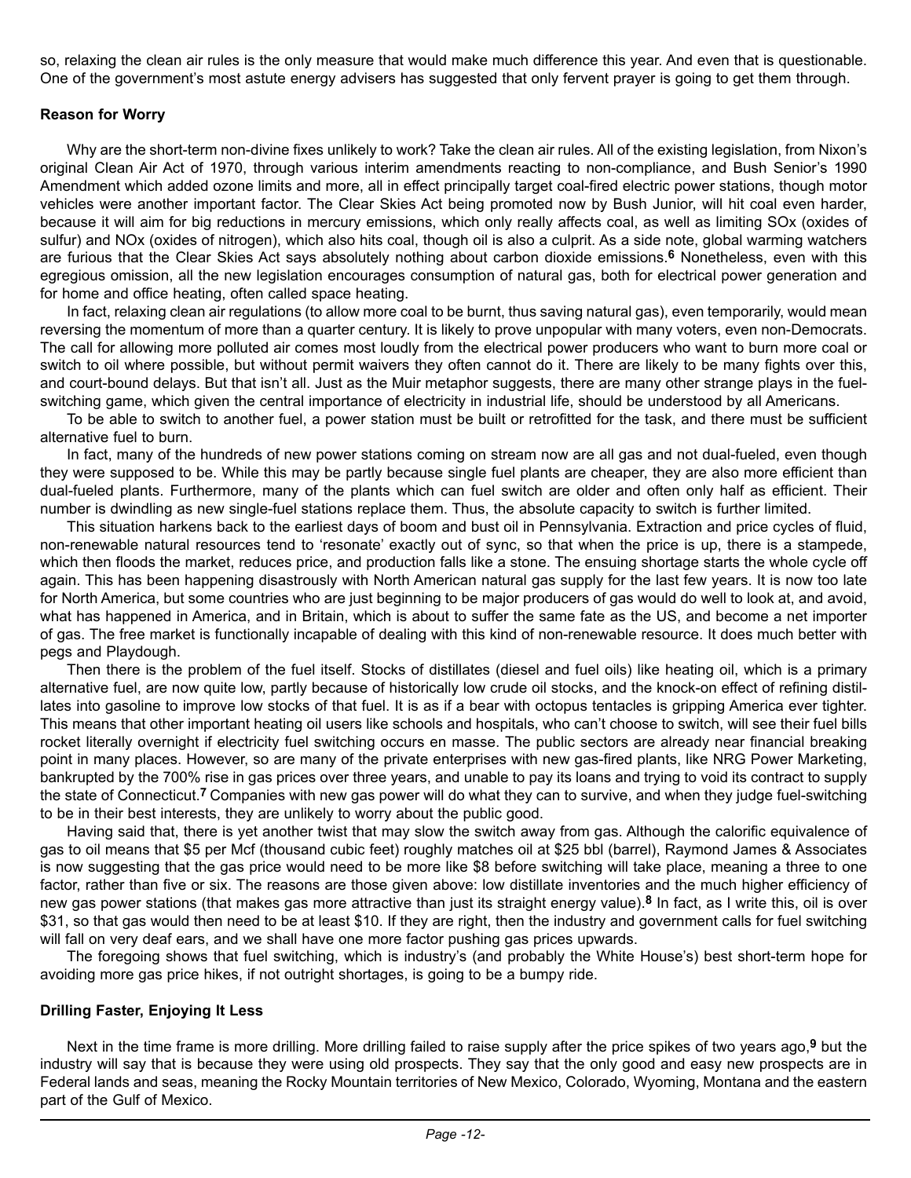so, relaxing the clean air rules is the only measure that would make much difference this year. And even that is questionable. One of the government's most astute energy advisers has suggested that only fervent prayer is going to get them through.

### Reason for Worry

Why are the short-term non-divine fixes unlikely to work? Take the clean air rules. All of the existing legislation, from Nixon's original Clean Air Act of 1970, through various interim amendments reacting to non-compliance, and Bush Senior's 1990 Amendment which added ozone limits and more, all in effect principally target coal-fired electric power stations, though motor vehicles were another important factor. The Clear Skies Act being promoted now by Bush Junior, will hit coal even harder, because it will aim for big reductions in mercury emissions, which only really affects coal, as well as limiting SOx (oxides of sulfur) and NOx (oxides of nitrogen), which also hits coal, though oil is also a culprit. As a side note, global warming watchers are furious that the Clear Skies Act says absolutely nothing about carbon dioxide emissions.[6] Nonetheless, even with this egregious omission, all the new legislation encourages consumption of natural gas, both for electrical power generation and for home and office heating, often called space heating.

In fact, relaxing clean air regulations (to allow more coal to be burnt, thus saving natural gas), even temporarily, would mean reversing the momentum of more than a quarter century. It is likely to prove unpopular with many voters, even non-Democrats. The call for allowing more polluted air comes most loudly from the electrical power producers who want to burn more coal or switch to oil where possible, but without permit waivers they often cannot do it. There are likely to be many fights over this, and court-bound delays. But that isn't all. Just as the Muir metaphor suggests, there are many other strange plays in the fuel-switching game, which given the central importance of electricity in industrial life, should be understood by all Americans.

To be able to switch to another fuel, a power station must be built or retrofitted for the task, and there must be sufficient alternative fuel to burn.

In fact, many of the hundreds of new power stations coming on stream now are all gas and not dual-fueled, even though they were supposed to be. While this may be partly because single fuel plants are cheaper, they are also more efficient than dual-fueled plants. Furthermore, many of the plants which can fuel switch are older and often only half as efficient. Their number is dwindling as new single-fuel stations replace them. Thus, the absolute capacity to switch is further limited.

This situation harkens back to the earliest days of boom and bust oil in Pennsylvania. Extraction and price cycles of fluid, non-renewable natural resources tend to 'resonate' exactly out of sync, so that when the price is up, there is a stampede, which then floods the market, reduces price, and production falls like a stone. The ensuing shortage starts the whole cycle off again. This has been happening disastrously with North American natural gas supply for the last few years. It is now too late for North America, but some countries who are just beginning to be major producers of gas would do well to look at, and avoid, what has happened in America, and in Britain, which is about to suffer the same fate as the US, and become a net importer of gas. The free market is functionally incapable of dealing with this kind of non-renewable resource. It does much better with pegs and Playdough.

Then there is the problem of the fuel itself. Stocks of distillates (diesel and fuel oils) like heating oil, which is a primary alternative fuel, are now quite low, partly because of historically low crude oil stocks, and the knock-on effect of refining distillates into gasoline to improve low stocks of that fuel. It is as if a bear with octopus tentacles is gripping America ever tighter. This means that other important heating oil users like schools and hospitals, who can't choose to switch, will see their fuel bills rocket literally overnight if electricity fuel switching occurs en masse. The public sectors are already near financial breaking point in many places. However, so are many of the private enterprises with new gas-fired plants, like NRG Power Marketing, bankrupted by the 700% rise in gas prices over three years, and unable to pay its loans and trying to void its contract to supply the state of Connecticut.[7] Companies with new gas power will do what they can to survive, and when they judge fuel-switching to be in their best interests, they are unlikely to worry about the public good.

Having said that, there is yet another twist that may slow the switch away from gas. Although the calorific equivalence of gas to oil means that $5 per Mcf (thousand cubic feet) roughly matches oil at $25 bbl (barrel), Raymond James & Associates is now suggesting that the gas price would need to be more like $8 before switching will take place, meaning a three to one factor, rather than five or six. The reasons are those given above: low distillate inventories and the much higher efficiency of new gas power stations (that makes gas more attractive than just its straight energy value).[8] In fact, as I write this, oil is over $31, so that gas would then need to be at least $10. If they are right, then the industry and government calls for fuel switching will fall on very deaf ears, and we shall have one more factor pushing gas prices upwards.

The foregoing shows that fuel switching, which is industry's (and probably the White House's) best short-term hope for avoiding more gas price hikes, if not outright shortages, is going to be a bumpy ride.

### Drilling Faster, Enjoying It Less

Next in the time frame is more drilling. More drilling failed to raise supply after the price spikes of two years ago,[9] but the industry will say that is because they were using old prospects. They say that the only good and easy new prospects are in Federal lands and seas, meaning the Rocky Mountain territories of New Mexico, Colorado, Wyoming, Montana and the eastern part of the Gulf of Mexico.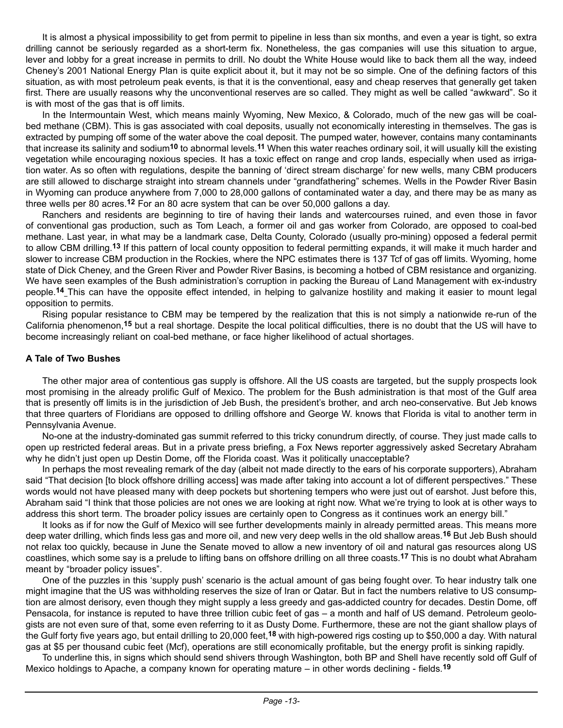It is almost a physical impossibility to get from permit to pipeline in less than six months, and even a year is tight, so extra drilling cannot be seriously regarded as a short-term fix. Nonetheless, the gas companies will use this situation to argue, lever and lobby for a great increase in permits to drill. No doubt the White House would like to back them all the way, indeed Cheney's 2001 National Energy Plan is quite explicit about it, but it may not be so simple. One of the defining factors of this situation, as with most petroleum peak events, is that it is the conventional, easy and cheap reserves that generally get taken first. There are usually reasons why the unconventional reserves are so called. They might as well be called "awkward". So it is with most of the gas that is off limits.

In the Intermountain West, which means mainly Wyoming, New Mexico, & Colorado, much of the new gas will be coal-bed methane (CBM). This is gas associated with coal deposits, usually not economically interesting in themselves. The gas is extracted by pumping off some of the water above the coal deposit. The pumped water, however, contains many contaminants that increase its salinity and sodium[10] to abnormal levels.[11] When this water reaches ordinary soil, it will usually kill the existing vegetation while encouraging noxious species. It has a toxic effect on range and crop lands, especially when used as irrigation water. As so often with regulations, despite the banning of 'direct stream discharge' for new wells, many CBM producers are still allowed to discharge straight into stream channels under "grandfathering" schemes. Wells in the Powder River Basin in Wyoming can produce anywhere from 7,000 to 28,000 gallons of contaminated water a day, and there may be as many as three wells per 80 acres.[12] For an 80 acre system that can be over 50,000 gallons a day.

Ranchers and residents are beginning to tire of having their lands and watercourses ruined, and even those in favor of conventional gas production, such as Tom Leach, a former oil and gas worker from Colorado, are opposed to coal-bed methane. Last year, in what may be a landmark case, Delta County, Colorado (usually pro-mining) opposed a federal permit to allow CBM drilling.[13] If this pattern of local county opposition to federal permitting expands, it will make it much harder and slower to increase CBM production in the Rockies, where the NPC estimates there is 137 Tcf of gas off limits. Wyoming, home state of Dick Cheney, and the Green River and Powder River Basins, is becoming a hotbed of CBM resistance and organizing. We have seen examples of the Bush administration's corruption in packing the Bureau of Land Management with ex-industry people.[14] This can have the opposite effect intended, in helping to galvanize hostility and making it easier to mount legal opposition to permits.

Rising popular resistance to CBM may be tempered by the realization that this is not simply a nationwide re-run of the California phenomenon,[15] but a real shortage. Despite the local political difficulties, there is no doubt that the US will have to become increasingly reliant on coal-bed methane, or face higher likelihood of actual shortages.

**A Tale of Two Bushes**

The other major area of contentious gas supply is offshore. All the US coasts are targeted, but the supply prospects look most promising in the already prolific Gulf of Mexico. The problem for the Bush administration is that most of the Gulf area that is presently off limits is in the jurisdiction of Jeb Bush, the president's brother, and arch neo-conservative. But Jeb knows that three quarters of Floridians are opposed to drilling offshore and George W. knows that Florida is vital to another term in Pennsylvania Avenue.

No-one at the industry-dominated gas summit referred to this tricky conundrum directly, of course. They just made calls to open up restricted federal areas. But in a private press briefing, a Fox News reporter aggressively asked Secretary Abraham why he didn't just open up Destin Dome, off the Florida coast. Was it politically unacceptable?

In perhaps the most revealing remark of the day (albeit not made directly to the ears of his corporate supporters), Abraham said "That decision [to block offshore drilling access] was made after taking into account a lot of different perspectives." These words would not have pleased many with deep pockets but shortening tempers who were just out of earshot. Just before this, Abraham said "I think that those policies are not ones we are looking at right now. What we're trying to look at is other ways to address this short term. The broader policy issues are certainly open to Congress as it continues work an energy bill."

It looks as if for now the Gulf of Mexico will see further developments mainly in already permitted areas. This means more deep water drilling, which finds less gas and more oil, and new very deep wells in the old shallow areas.[16] But Jeb Bush should not relax too quickly, because in June the Senate moved to allow a new inventory of oil and natural gas resources along US coastlines, which some say is a prelude to lifting bans on offshore drilling on all three coasts.[17] This is no doubt what Abraham meant by "broader policy issues".

One of the puzzles in this 'supply push' scenario is the actual amount of gas being fought over. To hear industry talk one might imagine that the US was withholding reserves the size of Iran or Qatar. But in fact the numbers relative to US consumption are almost derisory, even though they might supply a less greedy and gas-addicted country for decades. Destin Dome, off Pensacola, for instance is reputed to have three trillion cubic feet of gas – a month and half of US demand. Petroleum geologists are not even sure of that, some even referring to it as Dusty Dome. Furthermore, these are not the giant shallow plays of the Gulf forty five years ago, but entail drilling to 20,000 feet,[18] with high-powered rigs costing up to $50,000 a day. With natural gas at $5 per thousand cubic feet (Mcf), operations are still economically profitable, but the energy profit is sinking rapidly.

To underline this, in signs which should send shivers through Washington, both BP and Shell have recently sold off Gulf of Mexico holdings to Apache, a company known for operating mature – in other words declining - fields.[19]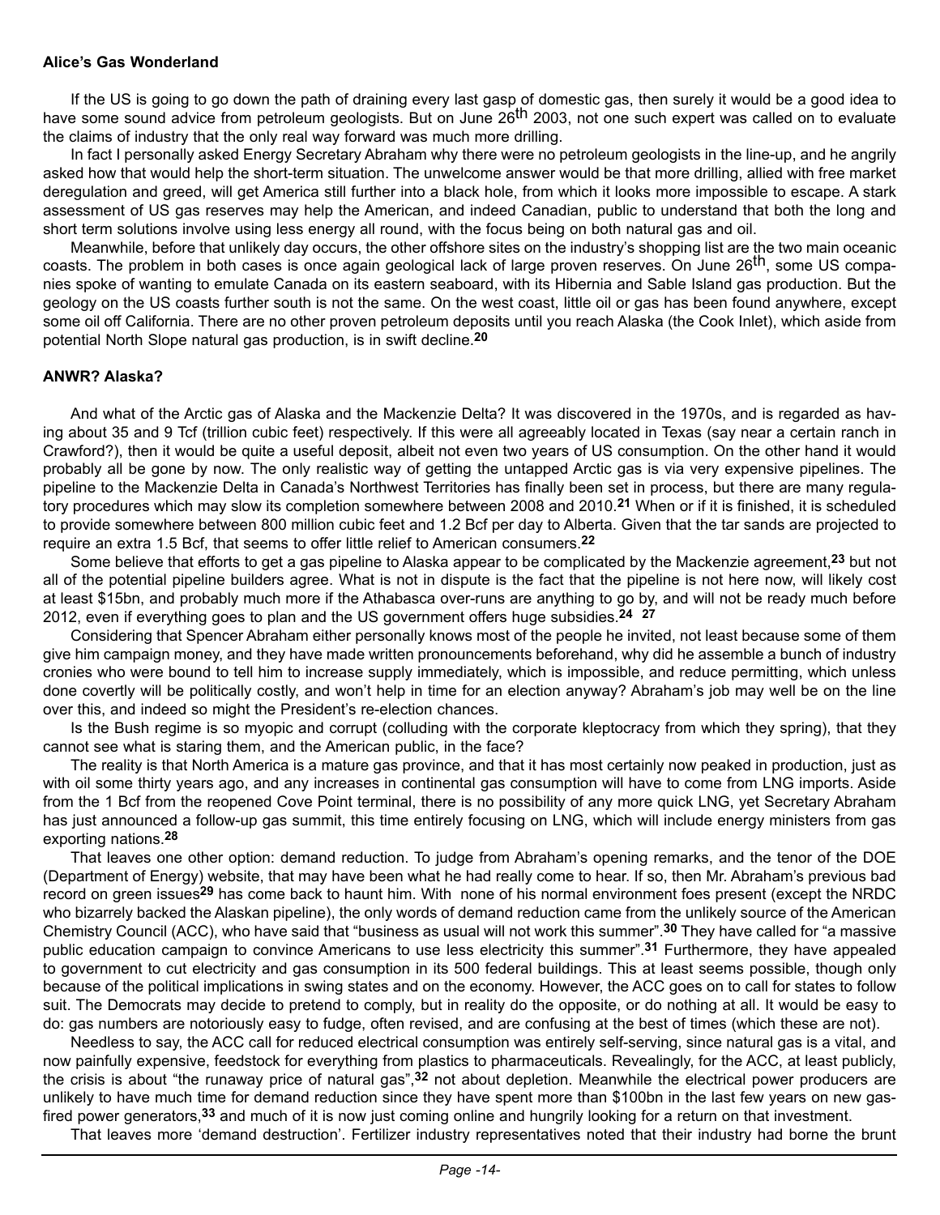**Alice's Gas Wonderland**

If the US is going to go down the path of draining every last gasp of domestic gas, then surely it would be a good idea to have some sound advice from petroleum geologists. But on June 26th 2003, not one such expert was called on to evaluate the claims of industry that the only real way forward was much more drilling.

In fact I personally asked Energy Secretary Abraham why there were no petroleum geologists in the line-up, and he angrily asked how that would help the short-term situation. The unwelcome answer would be that more drilling, allied with free market deregulation and greed, will get America still further into a black hole, from which it looks more impossible to escape. A stark assessment of US gas reserves may help the American, and indeed Canadian, public to understand that both the long and short term solutions involve using less energy all round, with the focus being on both natural gas and oil.

Meanwhile, before that unlikely day occurs, the other offshore sites on the industry's shopping list are the two main oceanic coasts. The problem in both cases is once again geological lack of large proven reserves. On June 26th, some US companies spoke of wanting to emulate Canada on its eastern seaboard, with its Hibernia and Sable Island gas production. But the geology on the US coasts further south is not the same. On the west coast, little oil or gas has been found anywhere, except some oil off California. There are no other proven petroleum deposits until you reach Alaska (the Cook Inlet), which aside from potential North Slope natural gas production, is in swift decline.[20]

**ANWR? Alaska?**

And what of the Arctic gas of Alaska and the Mackenzie Delta? It was discovered in the 1970s, and is regarded as having about 35 and 9 Tcf (trillion cubic feet) respectively. If this were all agreeably located in Texas (say near a certain ranch in Crawford?), then it would be quite a useful deposit, albeit not even two years of US consumption. On the other hand it would probably all be gone by now. The only realistic way of getting the untapped Arctic gas is via very expensive pipelines. The pipeline to the Mackenzie Delta in Canada's Northwest Territories has finally been set in process, but there are many regulatory procedures which may slow its completion somewhere between 2008 and 2010.[21] When or if it is finished, it is scheduled to provide somewhere between 800 million cubic feet and 1.2 Bcf per day to Alberta. Given that the tar sands are projected to require an extra 1.5 Bcf, that seems to offer little relief to American consumers.[22]

Some believe that efforts to get a gas pipeline to Alaska appear to be complicated by the Mackenzie agreement,[23] but not all of the potential pipeline builders agree. What is not in dispute is the fact that the pipeline is not here now, will likely cost at least $15bn, and probably much more if the Athabasca over-runs are anything to go by, and will not be ready much before 2012, even if everything goes to plan and the US government offers huge subsidies.[24] [27]

Considering that Spencer Abraham either personally knows most of the people he invited, not least because some of them give him campaign money, and they have made written pronouncements beforehand, why did he assemble a bunch of industry cronies who were bound to tell him to increase supply immediately, which is impossible, and reduce permitting, which unless done covertly will be politically costly, and won't help in time for an election anyway? Abraham's job may well be on the line over this, and indeed so might the President's re-election chances.

Is the Bush regime is so myopic and corrupt (colluding with the corporate kleptocracy from which they spring), that they cannot see what is staring them, and the American public, in the face?

The reality is that North America is a mature gas province, and that it has most certainly now peaked in production, just as with oil some thirty years ago, and any increases in continental gas consumption will have to come from LNG imports. Aside from the 1 Bcf from the reopened Cove Point terminal, there is no possibility of any more quick LNG, yet Secretary Abraham has just announced a follow-up gas summit, this time entirely focusing on LNG, which will include energy ministers from gas exporting nations.[28]

That leaves one other option: demand reduction. To judge from Abraham's opening remarks, and the tenor of the DOE (Department of Energy) website, that may have been what he had really come to hear. If so, then Mr. Abraham's previous bad record on green issues[29] has come back to haunt him. With none of his normal environment foes present (except the NRDC who bizarrely backed the Alaskan pipeline), the only words of demand reduction came from the unlikely source of the American Chemistry Council (ACC), who have said that "business as usual will not work this summer".[30] They have called for "a massive public education campaign to convince Americans to use less electricity this summer".[31] Furthermore, they have appealed to government to cut electricity and gas consumption in its 500 federal buildings. This at least seems possible, though only because of the political implications in swing states and on the economy. However, the ACC goes on to call for states to follow suit. The Democrats may decide to pretend to comply, but in reality do the opposite, or do nothing at all. It would be easy to do: gas numbers are notoriously easy to fudge, often revised, and are confusing at the best of times (which these are not).

Needless to say, the ACC call for reduced electrical consumption was entirely self-serving, since natural gas is a vital, and now painfully expensive, feedstock for everything from plastics to pharmaceuticals. Revealingly, for the ACC, at least publicly, the crisis is about "the runaway price of natural gas",[32] not about depletion. Meanwhile the electrical power producers are unlikely to have much time for demand reduction since they have spent more than $100bn in the last few years on new gas-fired power generators,[33] and much of it is now just coming online and hungrily looking for a return on that investment.

That leaves more 'demand destruction'. Fertilizer industry representatives noted that their industry had borne the brunt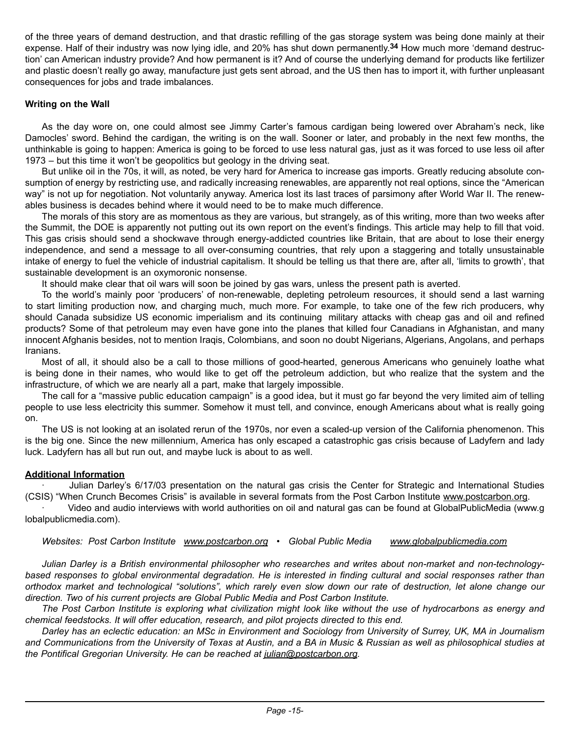of the three years of demand destruction, and that drastic refilling of the gas storage system was being done mainly at their expense. Half of their industry was now lying idle, and 20% has shut down permanently.[34] How much more 'demand destruction' can American industry provide? And how permanent is it? And of course the underlying demand for products like fertilizer and plastic doesn't really go away, manufacture just gets sent abroad, and the US then has to import it, with further unpleasant consequences for jobs and trade imbalances.

**Writing on the Wall**

As the day wore on, one could almost see Jimmy Carter's famous cardigan being lowered over Abraham's neck, like Damocles' sword. Behind the cardigan, the writing is on the wall. Sooner or later, and probably in the next few months, the unthinkable is going to happen: America is going to be forced to use less natural gas, just as it was forced to use less oil after 1973 – but this time it won't be geopolitics but geology in the driving seat.

But unlike oil in the 70s, it will, as noted, be very hard for America to increase gas imports. Greatly reducing absolute consumption of energy by restricting use, and radically increasing renewables, are apparently not real options, since the "American way" is not up for negotiation. Not voluntarily anyway. America lost its last traces of parsimony after World War II. The renewables business is decades behind where it would need to be to make much difference.

The morals of this story are as momentous as they are various, but strangely, as of this writing, more than two weeks after the Summit, the DOE is apparently not putting out its own report on the event's findings. This article may help to fill that void. This gas crisis should send a shockwave through energy-addicted countries like Britain, that are about to lose their energy independence, and send a message to all over-consuming countries, that rely upon a staggering and totally unsustainable intake of energy to fuel the vehicle of industrial capitalism. It should be telling us that there are, after all, 'limits to growth', that sustainable development is an oxymoronic nonsense.

It should make clear that oil wars will soon be joined by gas wars, unless the present path is averted.

To the world's mainly poor 'producers' of non-renewable, depleting petroleum resources, it should send a last warning to start limiting production now, and charging much, much more. For example, to take one of the few rich producers, why should Canada subsidize US economic imperialism and its continuing military attacks with cheap gas and oil and refined products? Some of that petroleum may even have gone into the planes that killed four Canadians in Afghanistan, and many innocent Afghanis besides, not to mention Iraqis, Colombians, and soon no doubt Nigerians, Algerians, Angolans, and perhaps Iranians.

Most of all, it should also be a call to those millions of good-hearted, generous Americans who genuinely loathe what is being done in their names, who would like to get off the petroleum addiction, but who realize that the system and the infrastructure, of which we are nearly all a part, make that largely impossible.

The call for a "massive public education campaign" is a good idea, but it must go far beyond the very limited aim of telling people to use less electricity this summer. Somehow it must tell, and convince, enough Americans about what is really going on.

The US is not looking at an isolated rerun of the 1970s, nor even a scaled-up version of the California phenomenon. This is the big one. Since the new millennium, America has only escaped a catastrophic gas crisis because of Ladyfern and lady luck. Ladyfern has all but run out, and maybe luck is about to as well.

**Additional Information**

- Julian Darley's 6/17/03 presentation on the natural gas crisis the Center for Strategic and International Studies (CSIS) "When Crunch Becomes Crisis" is available in several formats from the Post Carbon Institute www.postcarbon.org.
- Video and audio interviews with world authorities on oil and natural gas can be found at GlobalPublicMedia (www.globalpublicmedia.com).

*Websites: Post Carbon Institute www.postcarbon.org • Global Public Media www.globalpublicmedia.com*

*Julian Darley is a British environmental philosopher who researches and writes about non-market and non-technology-based responses to global environmental degradation. He is interested in finding cultural and social responses rather than orthodox market and technological "solutions", which rarely even slow down our rate of destruction, let alone change our direction. Two of his current projects are Global Public Media and Post Carbon Institute.*

*The Post Carbon Institute is exploring what civilization might look like without the use of hydrocarbons as energy and chemical feedstocks. It will offer education, research, and pilot projects directed to this end.*

*Darley has an eclectic education: an MSc in Environment and Sociology from University of Surrey, UK, MA in Journalism and Communications from the University of Texas at Austin, and a BA in Music & Russian as well as philosophical studies at the Pontifical Gregorian University. He can be reached at julian@postcarbon.org.*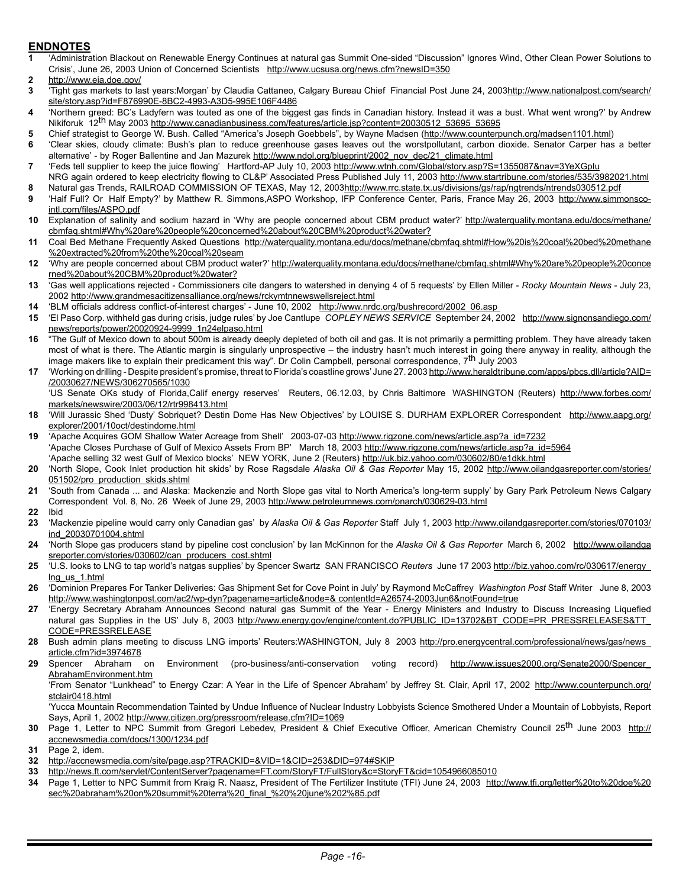## ENDNOTES

**1** 'Administration Blackout on Renewable Energy Continues at natural gas Summit One-sided "Discussion" Ignores Wind, Other Clean Power Solutions to Crisis', June 26, 2003 Union of Concerned Scientists http://www.ucsusa.org/news.cfm?newsID=350

**2** http://www.eia.doe.gov/

**3** 'Tight gas markets to last years:Morgan' by Claudia Cattaneo, Calgary Bureau Chief Financial Post June 24, 2003http://www.nationalpost.com/search/site/story.asp?id=F876990E-8BC2-4993-A3D5-995E106F4486

**4** 'Northern greed: BC's Ladyfern was touted as one of the biggest gas finds in Canadian history. Instead it was a bust. What went wrong?' by Andrew Nikiforuk 12th May 2003 http://www.canadianbusiness.com/features/article.jsp?content=20030512_53695_53695

**5** Chief strategist to George W. Bush. Called "America's Joseph Goebbels", by Wayne Madsen (http://www.counterpunch.org/madsen1101.html)

**6** 'Clear skies, cloudy climate: Bush's plan to reduce greenhouse gases leaves out the worstpollutant, carbon dioxide. Senator Carper has a better alternative' - by Roger Ballentine and Jan Mazurek http://www.ndol.org/blueprint/2002_nov_dec/21_climate.html

**7** 'Feds tell supplier to keep the juice flowing' Hartford-AP July 10, 2003 http://www.wtnh.com/Global/story.asp?S=1355087&nav=3YeXGpIu
NRG again ordered to keep electricity flowing to CL&P' Associated Press Published July 11, 2003 http://www.startribune.com/stories/535/3982021.html

**8** Natural gas Trends, RAILROAD COMMISSION OF TEXAS, May 12, 2003http://www.rrc.state.tx.us/divisions/gs/rap/ngtrends/ntrends030512.pdf

**9** 'Half Full? Or Half Empty?' by Matthew R. Simmons,ASPO Workshop, IFP Conference Center, Paris, France May 26, 2003 http://www.simmonsco-intl.com/files/ASPO.pdf

**10** Explanation of salinity and sodium hazard in 'Why are people concerned about CBM product water?' http://waterquality.montana.edu/docs/methane/cbmfaq.shtml#Why%20are%20people%20concerned%20about%20CBM%20product%20water?

**11** Coal Bed Methane Frequently Asked Questions http://waterquality.montana.edu/docs/methane/cbmfaq.shtml#How%20is%20coal%20bed%20methane%20extracted%20from%20the%20coal%20seam

**12** 'Why are people concerned about CBM product water?' http://waterquality.montana.edu/docs/methane/cbmfaq.shtml#Why%20are%20people%20concerned%20about%20CBM%20product%20water?

**13** 'Gas well applications rejected - Commissioners cite dangers to watershed in denying 4 of 5 requests' by Ellen Miller - *Rocky Mountain News* - July 23, 2002 http://www.grandmesacitizensalliance.org/news/rckymtnnewswellsreject.html

**14** 'BLM officials address conflict-of-interest charges' - June 10, 2002 http://www.nrdc.org/bushrecord/2002_06.asp

**15** 'El Paso Corp. withheld gas during crisis, judge rules' by Joe Cantlupe *COPLEY NEWS SERVICE* September 24, 2002 http://www.signonsandiego.com/news/reports/power/20020924-9999_1n24elpaso.html

**16** "The Gulf of Mexico down to about 500m is already deeply depleted of both oil and gas. It is not primarily a permitting problem. They have already taken most of what is there. The Atlantic margin is singularly unprospective – the industry hasn't much interest in going there anyway in reality, although the image makers like to explain their predicament this way". Dr Colin Campbell, personal correspondence, 7th July 2003

**17** 'Working on drilling - Despite president's promise, threat to Florida's coastline grows' June 27. 2003 http://www.heraldtribune.com/apps/pbcs.dll/article?AID=/20030627/NEWS/306270565/1030
'US Senate OKs study of Florida,Calif energy reserves' Reuters, 06.12.03, by Chris Baltimore WASHINGTON (Reuters) http://www.forbes.com/markets/newswire/2003/06/12/rtr998413.html

**18** 'Will Jurassic Shed 'Dusty' Sobriquet? Destin Dome Has New Objectives' by LOUISE S. DURHAM EXPLORER Correspondent http://www.aapg.org/explorer/2001/10oct/destindome.html

**19** 'Apache Acquires GOM Shallow Water Acreage from Shell' 2003-07-03 http://www.rigzone.com/news/article.asp?a_id=7232
'Apache Closes Purchase of Gulf of Mexico Assets From BP' March 18, 2003 http://www.rigzone.com/news/article.asp?a_id=5964
'Apache selling 32 west Gulf of Mexico blocks' NEW YORK, June 2 (Reuters) http://uk.biz.yahoo.com/030602/80/e1dkk.html

**20** 'North Slope, Cook Inlet production hit skids' by Rose Ragsdale *Alaska Oil & Gas Reporter* May 15, 2002 http://www.oilandgasreporter.com/stories/051502/pro_production_skids.shtml

**21** 'South from Canada ... and Alaska: Mackenzie and North Slope gas vital to North America's long-term supply' by Gary Park Petroleum News Calgary Correspondent Vol. 8, No. 26 Week of June 29, 2003 http://www.petroleumnews.com/pnarch/030629-03.html

**22** Ibid

**23** 'Mackenzie pipeline would carry only Canadian gas' by *Alaska Oil & Gas Reporter* Staff July 1, 2003 http://www.oilandgasreporter.com/stories/070103/ind_20030701004.shtml

**24** 'North Slope gas producers stand by pipeline cost conclusion' by Ian McKinnon for the *Alaska Oil & Gas Reporter* March 6, 2002 http://www.oilandgasreporter.com/stories/030602/can_producers_cost.shtml

**25** 'U.S. looks to LNG to tap world's natgas supplies' by Spencer Swartz SAN FRANCISCO *Reuters* June 17 2003 http://biz.yahoo.com/rc/030617/energy_lng_us_1.html

**26** 'Dominion Prepares For Tanker Deliveries: Gas Shipment Set for Cove Point in July' by Raymond McCaffrey *Washington Post* Staff Writer June 8, 2003 http://www.washingtonpost.com/ac2/wp-dyn?pagename=article&node=& contentId=A26574-2003Jun6&notFound=true

**27** 'Energy Secretary Abraham Announces Second natural gas Summit of the Year - Energy Ministers and Industry to Discuss Increasing Liquefied natural gas Supplies in the US' July 8, 2003 http://www.energy.gov/engine/content.do?PUBLIC_ID=13702&BT_CODE=PR_PRESSRELEASES&TT_CODE=PRESSRELEASE

**28** Bush admin plans meeting to discuss LNG imports' Reuters:WASHINGTON, July 8 2003 http://pro.energycentral.com/professional/news/gas/news_article.cfm?id=3974678

**29** Spencer Abraham on Environment (pro-business/anti-conservation voting record) http://www.issues2000.org/Senate2000/Spencer_AbrahamEnvironment.htm
'From Senator "Lunkhead" to Energy Czar: A Year in the Life of Spencer Abraham' by Jeffrey St. Clair, April 17, 2002 http://www.counterpunch.org/stclair0418.html
'Yucca Mountain Recommendation Tainted by Undue Influence of Nuclear Industry Lobbyists Science Smothered Under a Mountain of Lobbyists, Report Says, April 1, 2002 http://www.citizen.org/pressroom/release.cfm?ID=1069

**30** Page 1, Letter to NPC Summit from Gregori Lebedev, President & Chief Executive Officer, American Chemistry Council 25th June 2003 http://accnewsmedia.com/docs/1300/1234.pdf

**31** Page 2, idem.

**32** http://accnewsmedia.com/site/page.asp?TRACKID=&VID=1&CID=253&DID=974#SKIP

**33** http://news.ft.com/servlet/ContentServer?pagename=FT.com/StoryFT/FullStory&c=StoryFT&cid=1054966085010

**34** Page 1, Letter to NPC Summit from Kraig R. Naasz, President of The Fertilizer Institute (TFI) June 24, 2003 http://www.tfi.org/letter%20to%20doe%20sec%20abraham%20on%20summit%20terra%20_final_%20%20june%202%85.pdf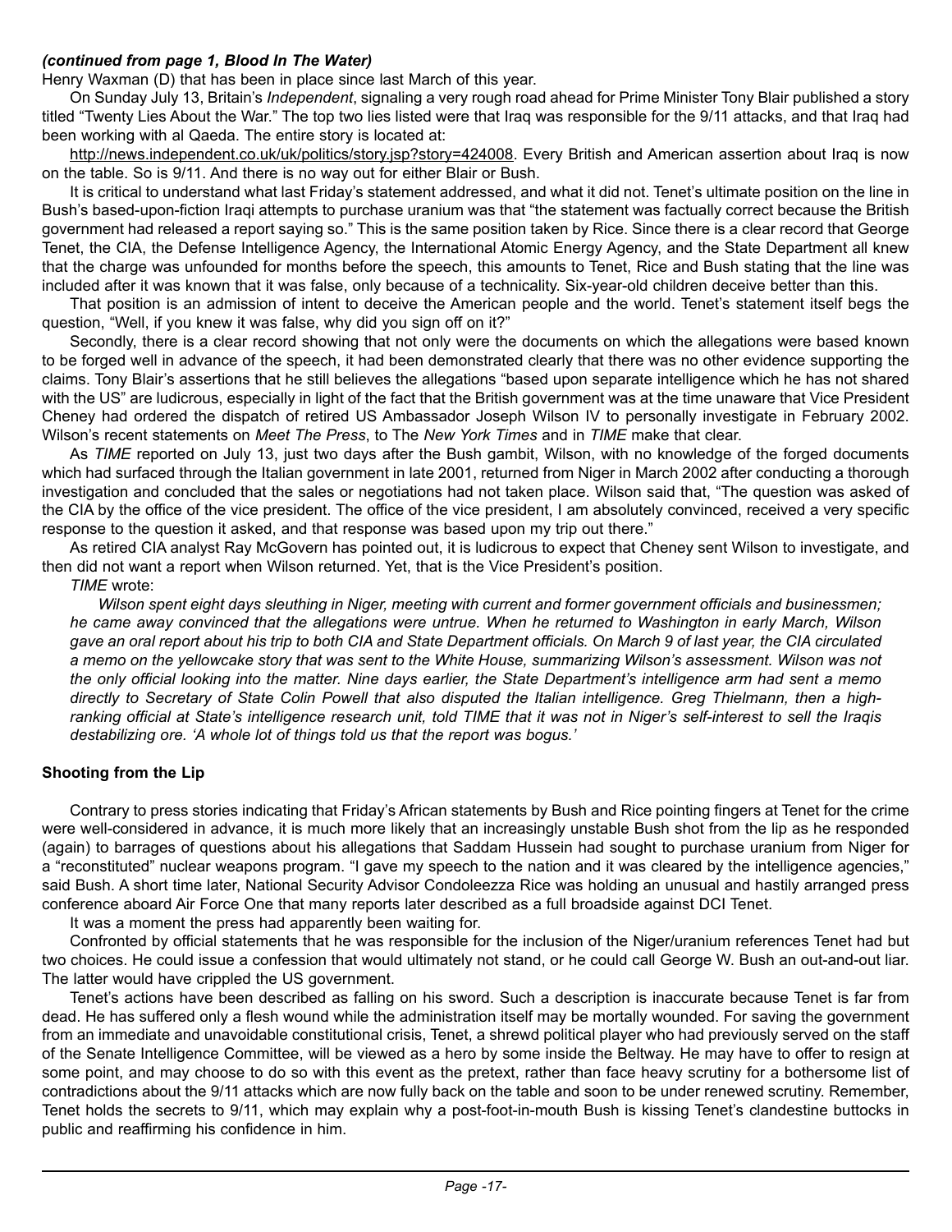***(continued from page 1, Blood In The Water)***

Henry Waxman (D) that has been in place since last March of this year.

On Sunday July 13, Britain's *Independent*, signaling a very rough road ahead for Prime Minister Tony Blair published a story titled "Twenty Lies About the War." The top two lies listed were that Iraq was responsible for the 9/11 attacks, and that Iraq had been working with al Qaeda. The entire story is located at:

http://news.independent.co.uk/uk/politics/story.jsp?story=424008. Every British and American assertion about Iraq is now on the table. So is 9/11. And there is no way out for either Blair or Bush.

It is critical to understand what last Friday's statement addressed, and what it did not. Tenet's ultimate position on the line in Bush's based-upon-fiction Iraqi attempts to purchase uranium was that "the statement was factually correct because the British government had released a report saying so." This is the same position taken by Rice. Since there is a clear record that George Tenet, the CIA, the Defense Intelligence Agency, the International Atomic Energy Agency, and the State Department all knew that the charge was unfounded for months before the speech, this amounts to Tenet, Rice and Bush stating that the line was included after it was known that it was false, only because of a technicality. Six-year-old children deceive better than this.

That position is an admission of intent to deceive the American people and the world. Tenet's statement itself begs the question, "Well, if you knew it was false, why did you sign off on it?"

Secondly, there is a clear record showing that not only were the documents on which the allegations were based known to be forged well in advance of the speech, it had been demonstrated clearly that there was no other evidence supporting the claims. Tony Blair's assertions that he still believes the allegations "based upon separate intelligence which he has not shared with the US" are ludicrous, especially in light of the fact that the British government was at the time unaware that Vice President Cheney had ordered the dispatch of retired US Ambassador Joseph Wilson IV to personally investigate in February 2002. Wilson's recent statements on *Meet The Press*, to The *New York Times* and in *TIME* make that clear.

As *TIME* reported on July 13, just two days after the Bush gambit, Wilson, with no knowledge of the forged documents which had surfaced through the Italian government in late 2001, returned from Niger in March 2002 after conducting a thorough investigation and concluded that the sales or negotiations had not taken place. Wilson said that, "The question was asked of the CIA by the office of the vice president. The office of the vice president, I am absolutely convinced, received a very specific response to the question it asked, and that response was based upon my trip out there."

As retired CIA analyst Ray McGovern has pointed out, it is ludicrous to expect that Cheney sent Wilson to investigate, and then did not want a report when Wilson returned. Yet, that is the Vice President's position.

*TIME* wrote:

> *Wilson spent eight days sleuthing in Niger, meeting with current and former government officials and businessmen; he came away convinced that the allegations were untrue. When he returned to Washington in early March, Wilson gave an oral report about his trip to both CIA and State Department officials. On March 9 of last year, the CIA circulated a memo on the yellowcake story that was sent to the White House, summarizing Wilson's assessment. Wilson was not the only official looking into the matter. Nine days earlier, the State Department's intelligence arm had sent a memo directly to Secretary of State Colin Powell that also disputed the Italian intelligence. Greg Thielmann, then a high-ranking official at State's intelligence research unit, told TIME that it was not in Niger's self-interest to sell the Iraqis destabilizing ore. 'A whole lot of things told us that the report was bogus.'*

**Shooting from the Lip**

Contrary to press stories indicating that Friday's African statements by Bush and Rice pointing fingers at Tenet for the crime were well-considered in advance, it is much more likely that an increasingly unstable Bush shot from the lip as he responded (again) to barrages of questions about his allegations that Saddam Hussein had sought to purchase uranium from Niger for a "reconstituted" nuclear weapons program. "I gave my speech to the nation and it was cleared by the intelligence agencies," said Bush. A short time later, National Security Advisor Condoleezza Rice was holding an unusual and hastily arranged press conference aboard Air Force One that many reports later described as a full broadside against DCI Tenet.

It was a moment the press had apparently been waiting for.

Confronted by official statements that he was responsible for the inclusion of the Niger/uranium references Tenet had but two choices. He could issue a confession that would ultimately not stand, or he could call George W. Bush an out-and-out liar. The latter would have crippled the US government.

Tenet's actions have been described as falling on his sword. Such a description is inaccurate because Tenet is far from dead. He has suffered only a flesh wound while the administration itself may be mortally wounded. For saving the government from an immediate and unavoidable constitutional crisis, Tenet, a shrewd political player who had previously served on the staff of the Senate Intelligence Committee, will be viewed as a hero by some inside the Beltway. He may have to offer to resign at some point, and may choose to do so with this event as the pretext, rather than face heavy scrutiny for a bothersome list of contradictions about the 9/11 attacks which are now fully back on the table and soon to be under renewed scrutiny. Remember, Tenet holds the secrets to 9/11, which may explain why a post-foot-in-mouth Bush is kissing Tenet's clandestine buttocks in public and reaffirming his confidence in him.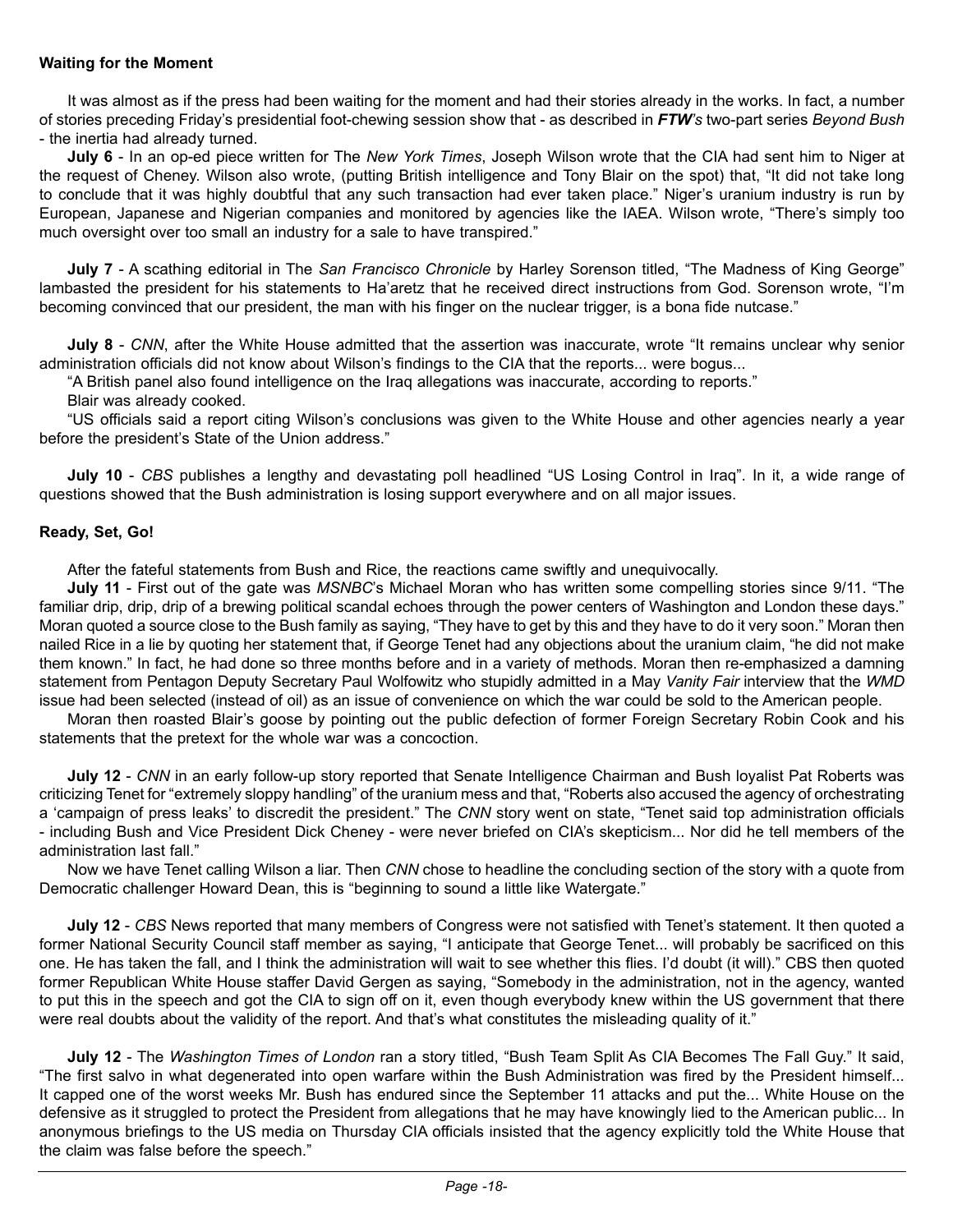**Waiting for the Moment**

It was almost as if the press had been waiting for the moment and had their stories already in the works. In fact, a number of stories preceding Friday's presidential foot-chewing session show that - as described in ***FTW**'s* two-part series *Beyond Bush* - the inertia had already turned.

**July 6** - In an op-ed piece written for The *New York Times*, Joseph Wilson wrote that the CIA had sent him to Niger at the request of Cheney. Wilson also wrote, (putting British intelligence and Tony Blair on the spot) that, "It did not take long to conclude that it was highly doubtful that any such transaction had ever taken place." Niger's uranium industry is run by European, Japanese and Nigerian companies and monitored by agencies like the IAEA. Wilson wrote, "There's simply too much oversight over too small an industry for a sale to have transpired."

**July 7** - A scathing editorial in The *San Francisco Chronicle* by Harley Sorenson titled, "The Madness of King George" lambasted the president for his statements to Ha'aretz that he received direct instructions from God. Sorenson wrote, "I'm becoming convinced that our president, the man with his finger on the nuclear trigger, is a bona fide nutcase."

**July 8** - *CNN*, after the White House admitted that the assertion was inaccurate, wrote "It remains unclear why senior administration officials did not know about Wilson's findings to the CIA that the reports... were bogus...

"A British panel also found intelligence on the Iraq allegations was inaccurate, according to reports."

Blair was already cooked.

"US officials said a report citing Wilson's conclusions was given to the White House and other agencies nearly a year before the president's State of the Union address."

**July 10** - *CBS* publishes a lengthy and devastating poll headlined "US Losing Control in Iraq". In it, a wide range of questions showed that the Bush administration is losing support everywhere and on all major issues.

**Ready, Set, Go!**

After the fateful statements from Bush and Rice, the reactions came swiftly and unequivocally.

**July 11** - First out of the gate was *MSNBC*'s Michael Moran who has written some compelling stories since 9/11. "The familiar drip, drip, drip of a brewing political scandal echoes through the power centers of Washington and London these days." Moran quoted a source close to the Bush family as saying, "They have to get by this and they have to do it very soon." Moran then nailed Rice in a lie by quoting her statement that, if George Tenet had any objections about the uranium claim, "he did not make them known." In fact, he had done so three months before and in a variety of methods. Moran then re-emphasized a damning statement from Pentagon Deputy Secretary Paul Wolfowitz who stupidly admitted in a May *Vanity Fair* interview that the *WMD* issue had been selected (instead of oil) as an issue of convenience on which the war could be sold to the American people.

Moran then roasted Blair's goose by pointing out the public defection of former Foreign Secretary Robin Cook and his statements that the pretext for the whole war was a concoction.

**July 12** - *CNN* in an early follow-up story reported that Senate Intelligence Chairman and Bush loyalist Pat Roberts was criticizing Tenet for "extremely sloppy handling" of the uranium mess and that, "Roberts also accused the agency of orchestrating a 'campaign of press leaks' to discredit the president." The *CNN* story went on state, "Tenet said top administration officials - including Bush and Vice President Dick Cheney - were never briefed on CIA's skepticism... Nor did he tell members of the administration last fall."

Now we have Tenet calling Wilson a liar. Then *CNN* chose to headline the concluding section of the story with a quote from Democratic challenger Howard Dean, this is "beginning to sound a little like Watergate."

**July 12** - *CBS* News reported that many members of Congress were not satisfied with Tenet's statement. It then quoted a former National Security Council staff member as saying, "I anticipate that George Tenet... will probably be sacrificed on this one. He has taken the fall, and I think the administration will wait to see whether this flies. I'd doubt (it will)." CBS then quoted former Republican White House staffer David Gergen as saying, "Somebody in the administration, not in the agency, wanted to put this in the speech and got the CIA to sign off on it, even though everybody knew within the US government that there were real doubts about the validity of the report. And that's what constitutes the misleading quality of it."

**July 12** - The *Washington Times of London* ran a story titled, "Bush Team Split As CIA Becomes The Fall Guy." It said, "The first salvo in what degenerated into open warfare within the Bush Administration was fired by the President himself... It capped one of the worst weeks Mr. Bush has endured since the September 11 attacks and put the... White House on the defensive as it struggled to protect the President from allegations that he may have knowingly lied to the American public... In anonymous briefings to the US media on Thursday CIA officials insisted that the agency explicitly told the White House that the claim was false before the speech."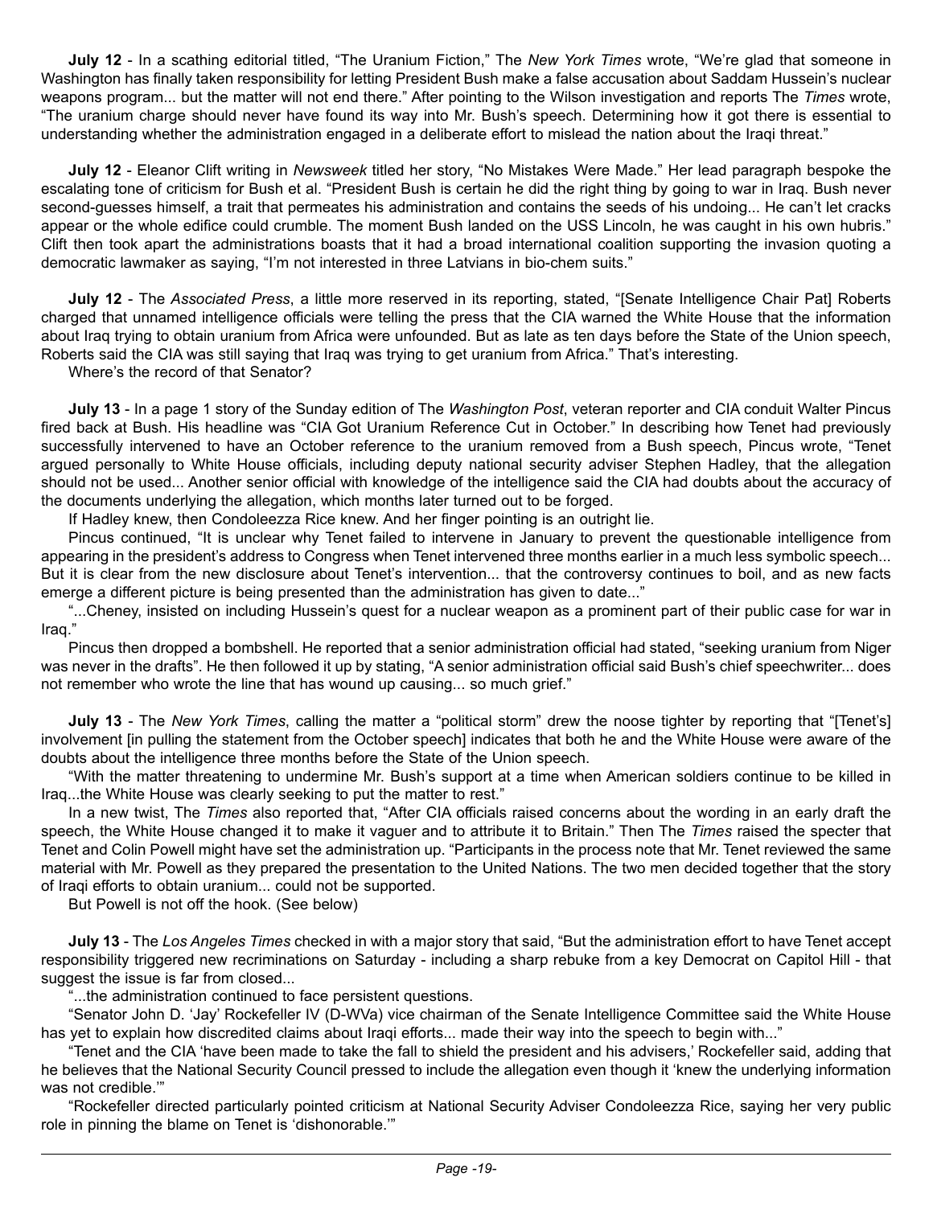**July 12** - In a scathing editorial titled, "The Uranium Fiction," The *New York Times* wrote, "We're glad that someone in Washington has finally taken responsibility for letting President Bush make a false accusation about Saddam Hussein's nuclear weapons program... but the matter will not end there." After pointing to the Wilson investigation and reports The *Times* wrote, "The uranium charge should never have found its way into Mr. Bush's speech. Determining how it got there is essential to understanding whether the administration engaged in a deliberate effort to mislead the nation about the Iraqi threat."

**July 12** - Eleanor Clift writing in *Newsweek* titled her story, "No Mistakes Were Made." Her lead paragraph bespoke the escalating tone of criticism for Bush et al. "President Bush is certain he did the right thing by going to war in Iraq. Bush never second-guesses himself, a trait that permeates his administration and contains the seeds of his undoing... He can't let cracks appear or the whole edifice could crumble. The moment Bush landed on the USS Lincoln, he was caught in his own hubris." Clift then took apart the administrations boasts that it had a broad international coalition supporting the invasion quoting a democratic lawmaker as saying, "I'm not interested in three Latvians in bio-chem suits."

**July 12** - The *Associated Press*, a little more reserved in its reporting, stated, "[Senate Intelligence Chair Pat] Roberts charged that unnamed intelligence officials were telling the press that the CIA warned the White House that the information about Iraq trying to obtain uranium from Africa were unfounded. But as late as ten days before the State of the Union speech, Roberts said the CIA was still saying that Iraq was trying to get uranium from Africa." That's interesting.

Where's the record of that Senator?

**July 13** - In a page 1 story of the Sunday edition of The *Washington Post*, veteran reporter and CIA conduit Walter Pincus fired back at Bush. His headline was "CIA Got Uranium Reference Cut in October." In describing how Tenet had previously successfully intervened to have an October reference to the uranium removed from a Bush speech, Pincus wrote, "Tenet argued personally to White House officials, including deputy national security adviser Stephen Hadley, that the allegation should not be used... Another senior official with knowledge of the intelligence said the CIA had doubts about the accuracy of the documents underlying the allegation, which months later turned out to be forged.

If Hadley knew, then Condoleezza Rice knew. And her finger pointing is an outright lie.

Pincus continued, "It is unclear why Tenet failed to intervene in January to prevent the questionable intelligence from appearing in the president's address to Congress when Tenet intervened three months earlier in a much less symbolic speech... But it is clear from the new disclosure about Tenet's intervention... that the controversy continues to boil, and as new facts emerge a different picture is being presented than the administration has given to date..."

"...Cheney, insisted on including Hussein's quest for a nuclear weapon as a prominent part of their public case for war in Iraq."

Pincus then dropped a bombshell. He reported that a senior administration official had stated, "seeking uranium from Niger was never in the drafts". He then followed it up by stating, "A senior administration official said Bush's chief speechwriter... does not remember who wrote the line that has wound up causing... so much grief."

**July 13** - The *New York Times*, calling the matter a "political storm" drew the noose tighter by reporting that "[Tenet's] involvement [in pulling the statement from the October speech] indicates that both he and the White House were aware of the doubts about the intelligence three months before the State of the Union speech.

"With the matter threatening to undermine Mr. Bush's support at a time when American soldiers continue to be killed in Iraq...the White House was clearly seeking to put the matter to rest."

In a new twist, The *Times* also reported that, "After CIA officials raised concerns about the wording in an early draft the speech, the White House changed it to make it vaguer and to attribute it to Britain." Then The *Times* raised the specter that Tenet and Colin Powell might have set the administration up. "Participants in the process note that Mr. Tenet reviewed the same material with Mr. Powell as they prepared the presentation to the United Nations. The two men decided together that the story of Iraqi efforts to obtain uranium... could not be supported.

But Powell is not off the hook. (See below)

**July 13** - The *Los Angeles Times* checked in with a major story that said, "But the administration effort to have Tenet accept responsibility triggered new recriminations on Saturday - including a sharp rebuke from a key Democrat on Capitol Hill - that suggest the issue is far from closed...

"...the administration continued to face persistent questions.

"Senator John D. 'Jay' Rockefeller IV (D-WVa) vice chairman of the Senate Intelligence Committee said the White House has yet to explain how discredited claims about Iraqi efforts... made their way into the speech to begin with..."

"Tenet and the CIA 'have been made to take the fall to shield the president and his advisers,' Rockefeller said, adding that he believes that the National Security Council pressed to include the allegation even though it 'knew the underlying information was not credible.'"

"Rockefeller directed particularly pointed criticism at National Security Adviser Condoleezza Rice, saying her very public role in pinning the blame on Tenet is 'dishonorable.'"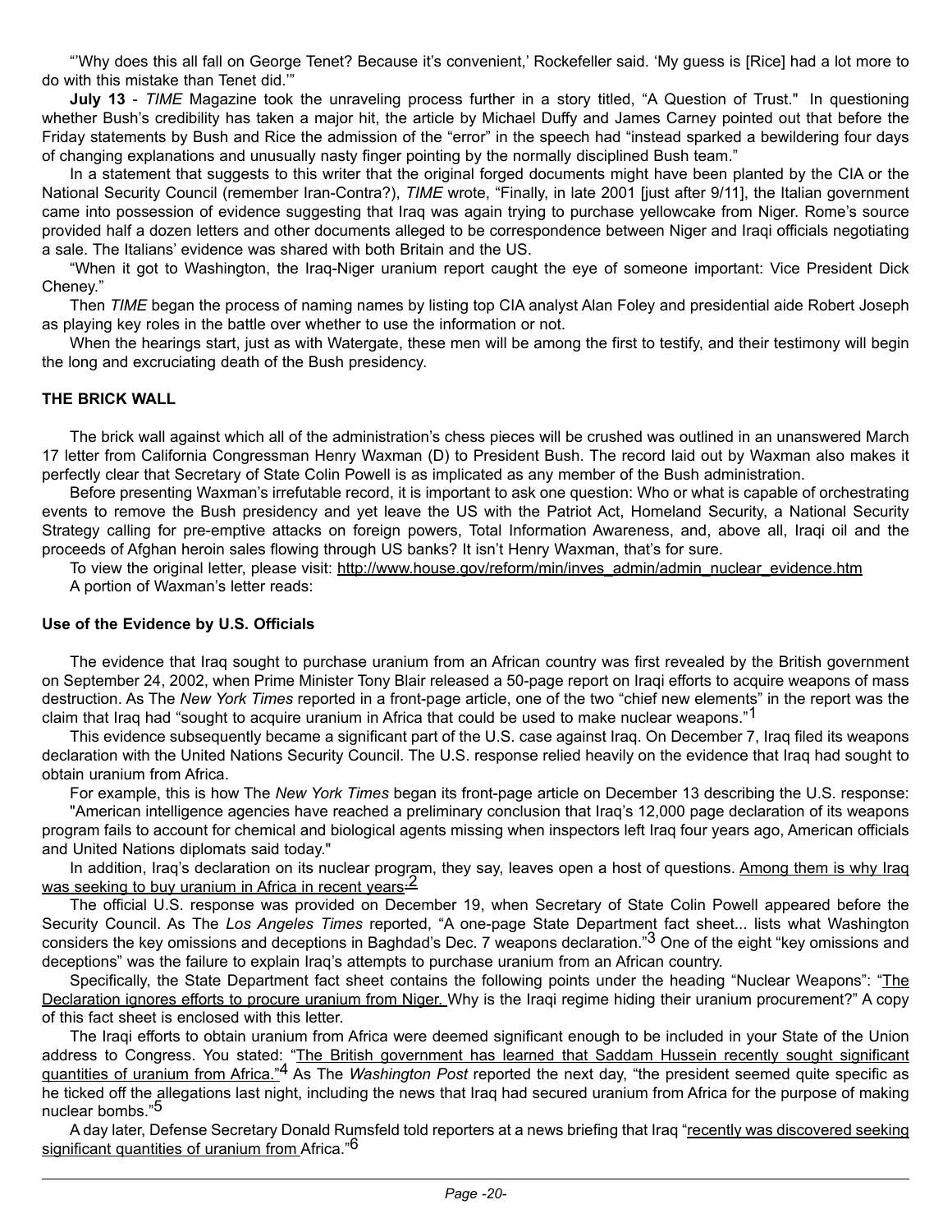"'Why does this all fall on George Tenet? Because it's convenient,' Rockefeller said. 'My guess is [Rice] had a lot more to do with this mistake than Tenet did.'"

**July 13** - *TIME* Magazine took the unraveling process further in a story titled, "A Question of Trust." In questioning whether Bush's credibility has taken a major hit, the article by Michael Duffy and James Carney pointed out that before the Friday statements by Bush and Rice the admission of the "error" in the speech had "instead sparked a bewildering four days of changing explanations and unusually nasty finger pointing by the normally disciplined Bush team."

In a statement that suggests to this writer that the original forged documents might have been planted by the CIA or the National Security Council (remember Iran-Contra?), *TIME* wrote, "Finally, in late 2001 [just after 9/11], the Italian government came into possession of evidence suggesting that Iraq was again trying to purchase yellowcake from Niger. Rome's source provided half a dozen letters and other documents alleged to be correspondence between Niger and Iraqi officials negotiating a sale. The Italians' evidence was shared with both Britain and the US.

"When it got to Washington, the Iraq-Niger uranium report caught the eye of someone important: Vice President Dick Cheney."

Then *TIME* began the process of naming names by listing top CIA analyst Alan Foley and presidential aide Robert Joseph as playing key roles in the battle over whether to use the information or not.

When the hearings start, just as with Watergate, these men will be among the first to testify, and their testimony will begin the long and excruciating death of the Bush presidency.

**THE BRICK WALL**

The brick wall against which all of the administration's chess pieces will be crushed was outlined in an unanswered March 17 letter from California Congressman Henry Waxman (D) to President Bush. The record laid out by Waxman also makes it perfectly clear that Secretary of State Colin Powell is as implicated as any member of the Bush administration.

Before presenting Waxman's irrefutable record, it is important to ask one question: Who or what is capable of orchestrating events to remove the Bush presidency and yet leave the US with the Patriot Act, Homeland Security, a National Security Strategy calling for pre-emptive attacks on foreign powers, Total Information Awareness, and, above all, Iraqi oil and the proceeds of Afghan heroin sales flowing through US banks? It isn't Henry Waxman, that's for sure.

To view the original letter, please visit: http://www.house.gov/reform/min/inves_admin/admin_nuclear_evidence.htm

A portion of Waxman's letter reads:

**Use of the Evidence by U.S. Officials**

The evidence that Iraq sought to purchase uranium from an African country was first revealed by the British government on September 24, 2002, when Prime Minister Tony Blair released a 50-page report on Iraqi efforts to acquire weapons of mass destruction. As The *New York Times* reported in a front-page article, one of the two "chief new elements" in the report was the claim that Iraq had "sought to acquire uranium in Africa that could be used to make nuclear weapons."[1]

This evidence subsequently became a significant part of the U.S. case against Iraq. On December 7, Iraq filed its weapons declaration with the United Nations Security Council. The U.S. response relied heavily on the evidence that Iraq had sought to obtain uranium from Africa.

For example, this is how The *New York Times* began its front-page article on December 13 describing the U.S. response:

"American intelligence agencies have reached a preliminary conclusion that Iraq's 12,000 page declaration of its weapons program fails to account for chemical and biological agents missing when inspectors left Iraq four years ago, American officials and United Nations diplomats said today."

In addition, Iraq's declaration on its nuclear program, they say, leaves open a host of questions. Among them is why Iraq was seeking to buy uranium in Africa in recent years.[2]

The official U.S. response was provided on December 19, when Secretary of State Colin Powell appeared before the Security Council. As The *Los Angeles Times* reported, "A one-page State Department fact sheet... lists what Washington considers the key omissions and deceptions in Baghdad's Dec. 7 weapons declaration."[3] One of the eight "key omissions and deceptions" was the failure to explain Iraq's attempts to purchase uranium from an African country.

Specifically, the State Department fact sheet contains the following points under the heading "Nuclear Weapons": "The Declaration ignores efforts to procure uranium from Niger. Why is the Iraqi regime hiding their uranium procurement?" A copy of this fact sheet is enclosed with this letter.

The Iraqi efforts to obtain uranium from Africa were deemed significant enough to be included in your State of the Union address to Congress. You stated: "The British government has learned that Saddam Hussein recently sought significant quantities of uranium from Africa."[4] As The *Washington Post* reported the next day, "the president seemed quite specific as he ticked off the allegations last night, including the news that Iraq had secured uranium from Africa for the purpose of making nuclear bombs."[5]

A day later, Defense Secretary Donald Rumsfeld told reporters at a news briefing that Iraq "recently was discovered seeking significant quantities of uranium from Africa."[6]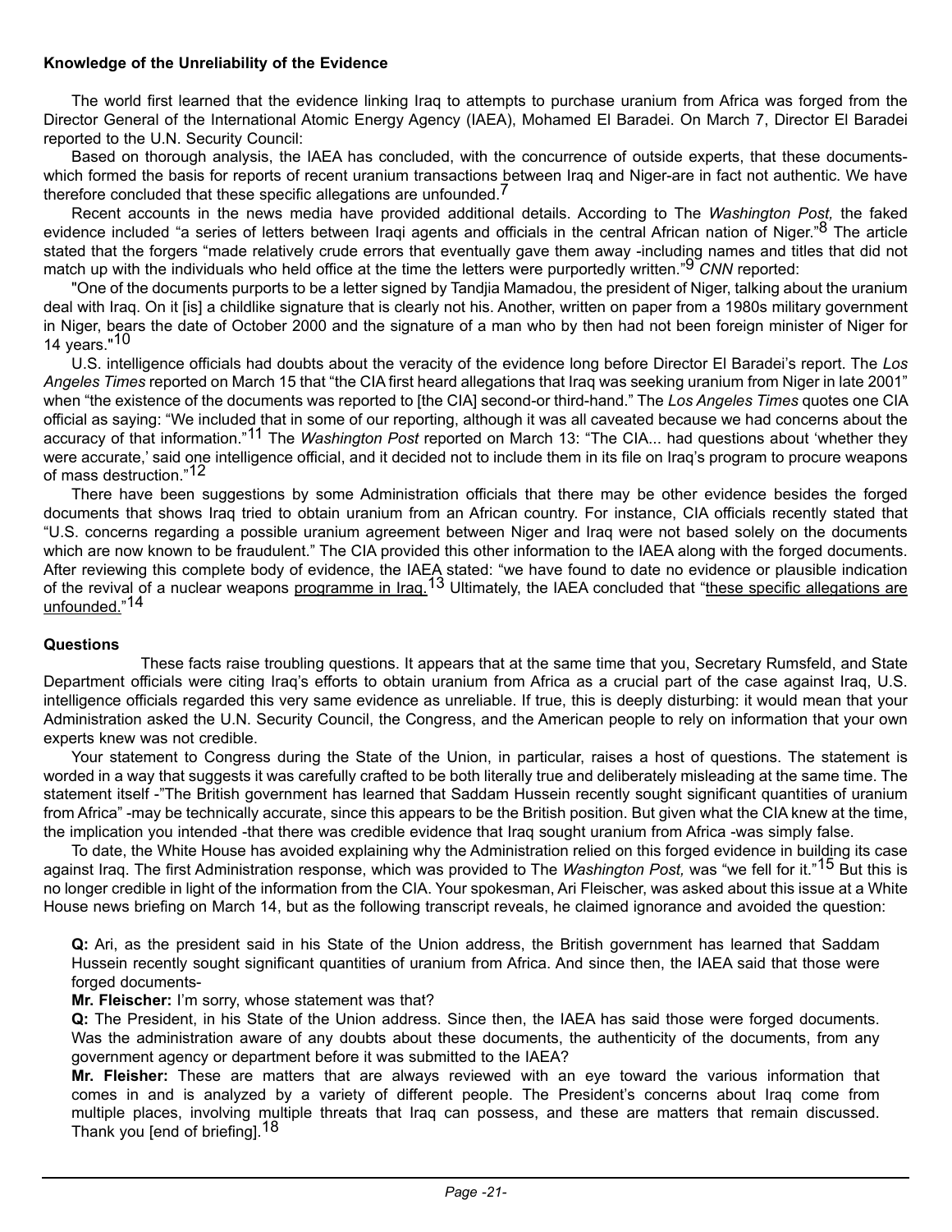**Knowledge of the Unreliability of the Evidence**

The world first learned that the evidence linking Iraq to attempts to purchase uranium from Africa was forged from the Director General of the International Atomic Energy Agency (IAEA), Mohamed El Baradei. On March 7, Director El Baradei reported to the U.N. Security Council:

Based on thorough analysis, the IAEA has concluded, with the concurrence of outside experts, that these documents-which formed the basis for reports of recent uranium transactions between Iraq and Niger-are in fact not authentic. We have therefore concluded that these specific allegations are unfounded.[7]

Recent accounts in the news media have provided additional details. According to The *Washington Post,* the faked evidence included "a series of letters between Iraqi agents and officials in the central African nation of Niger."[8] The article stated that the forgers "made relatively crude errors that eventually gave them away -including names and titles that did not match up with the individuals who held office at the time the letters were purportedly written."[9] *CNN* reported:

"One of the documents purports to be a letter signed by Tandjia Mamadou, the president of Niger, talking about the uranium deal with Iraq. On it [is] a childlike signature that is clearly not his. Another, written on paper from a 1980s military government in Niger, bears the date of October 2000 and the signature of a man who by then had not been foreign minister of Niger for 14 years."[10]

U.S. intelligence officials had doubts about the veracity of the evidence long before Director El Baradei's report. The *Los Angeles Times* reported on March 15 that "the CIA first heard allegations that Iraq was seeking uranium from Niger in late 2001" when "the existence of the documents was reported to [the CIA] second-or third-hand." The *Los Angeles Times* quotes one CIA official as saying: "We included that in some of our reporting, although it was all caveated because we had concerns about the accuracy of that information."[11] The *Washington Post* reported on March 13: "The CIA... had questions about 'whether they were accurate,' said one intelligence official, and it decided not to include them in its file on Iraq's program to procure weapons of mass destruction."[12]

There have been suggestions by some Administration officials that there may be other evidence besides the forged documents that shows Iraq tried to obtain uranium from an African country. For instance, CIA officials recently stated that "U.S. concerns regarding a possible uranium agreement between Niger and Iraq were not based solely on the documents which are now known to be fraudulent." The CIA provided this other information to the IAEA along with the forged documents. After reviewing this complete body of evidence, the IAEA stated: "we have found to date no evidence or plausible indication of the revival of a nuclear weapons programme in Iraq.[13] Ultimately, the IAEA concluded that "these specific allegations are unfounded."[14]

**Questions**

These facts raise troubling questions. It appears that at the same time that you, Secretary Rumsfeld, and State Department officials were citing Iraq's efforts to obtain uranium from Africa as a crucial part of the case against Iraq, U.S. intelligence officials regarded this very same evidence as unreliable. If true, this is deeply disturbing: it would mean that your Administration asked the U.N. Security Council, the Congress, and the American people to rely on information that your own experts knew was not credible.

Your statement to Congress during the State of the Union, in particular, raises a host of questions. The statement is worded in a way that suggests it was carefully crafted to be both literally true and deliberately misleading at the same time. The statement itself -"The British government has learned that Saddam Hussein recently sought significant quantities of uranium from Africa" -may be technically accurate, since this appears to be the British position. But given what the CIA knew at the time, the implication you intended -that there was credible evidence that Iraq sought uranium from Africa -was simply false.

To date, the White House has avoided explaining why the Administration relied on this forged evidence in building its case against Iraq. The first Administration response, which was provided to The *Washington Post,* was "we fell for it."[15] But this is no longer credible in light of the information from the CIA. Your spokesman, Ari Fleischer, was asked about this issue at a White House news briefing on March 14, but as the following transcript reveals, he claimed ignorance and avoided the question:

> **Q:** Ari, as the president said in his State of the Union address, the British government has learned that Saddam Hussein recently sought significant quantities of uranium from Africa. And since then, the IAEA said that those were forged documents-
>
> **Mr. Fleischer:** I'm sorry, whose statement was that?
>
> **Q:** The President, in his State of the Union address. Since then, the IAEA has said those were forged documents. Was the administration aware of any doubts about these documents, the authenticity of the documents, from any government agency or department before it was submitted to the IAEA?
>
> **Mr. Fleisher:** These are matters that are always reviewed with an eye toward the various information that comes in and is analyzed by a variety of different people. The President's concerns about Iraq come from multiple places, involving multiple threats that Iraq can possess, and these are matters that remain discussed. Thank you [end of briefing].[18]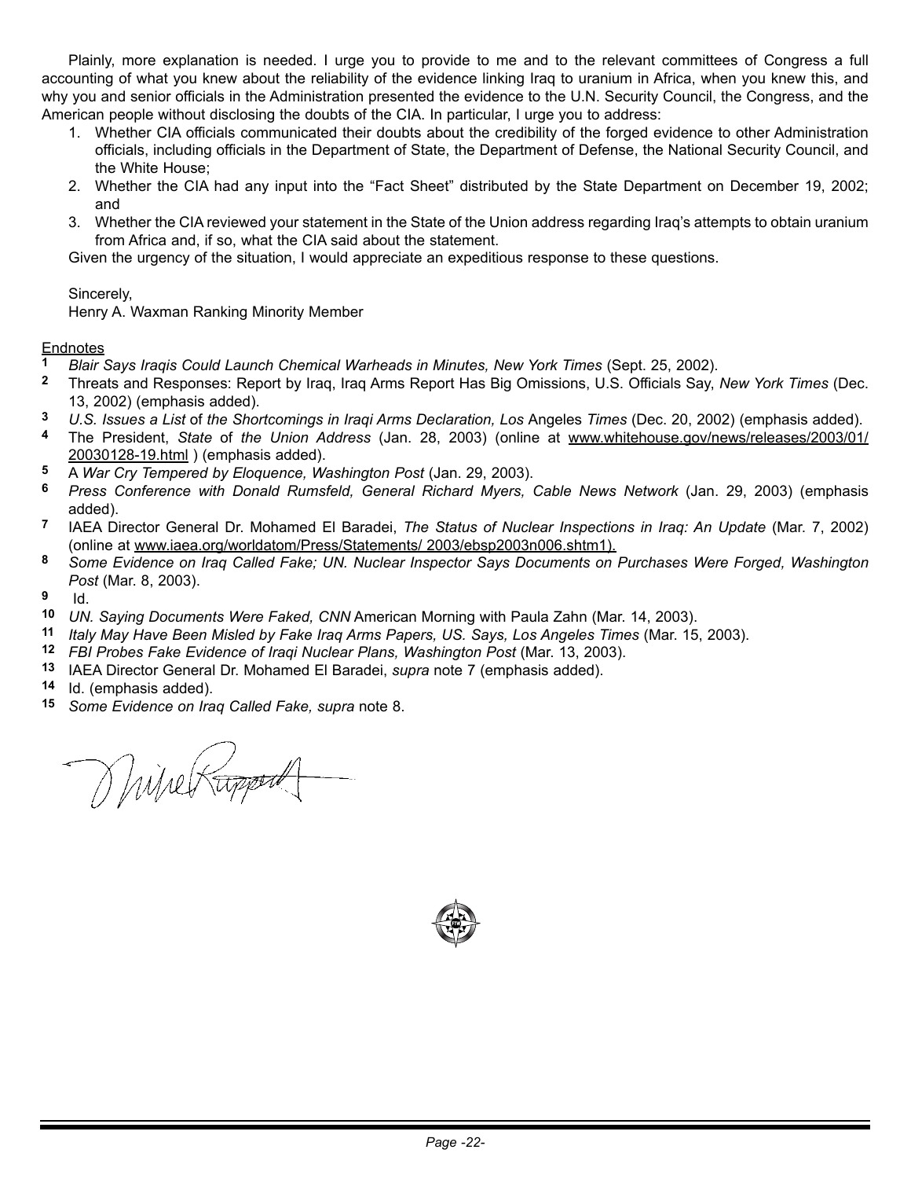Plainly, more explanation is needed. I urge you to provide to me and to the relevant committees of Congress a full accounting of what you knew about the reliability of the evidence linking Iraq to uranium in Africa, when you knew this, and why you and senior officials in the Administration presented the evidence to the U.N. Security Council, the Congress, and the American people without disclosing the doubts of the CIA. In particular, I urge you to address:

1. Whether CIA officials communicated their doubts about the credibility of the forged evidence to other Administration officials, including officials in the Department of State, the Department of Defense, the National Security Council, and the White House;
2. Whether the CIA had any input into the "Fact Sheet" distributed by the State Department on December 19, 2002; and
3. Whether the CIA reviewed your statement in the State of the Union address regarding Iraq's attempts to obtain uranium from Africa and, if so, what the CIA said about the statement.

Given the urgency of the situation, I would appreciate an expeditious response to these questions.

Sincerely,
Henry A. Waxman Ranking Minority Member

Endnotes

1. *Blair Says Iraqis Could Launch Chemical Warheads in Minutes, New York Times* (Sept. 25, 2002).
2. Threats and Responses: Report by Iraq, Iraq Arms Report Has Big Omissions, U.S. Officials Say, *New York Times* (Dec. 13, 2002) (emphasis added).
3. *U.S. Issues a List* of *the Shortcomings in Iraqi Arms Declaration, Los* Angeles *Times* (Dec. 20, 2002) (emphasis added).
4. The President, *State* of *the Union Address* (Jan. 28, 2003) (online at www.whitehouse.gov/news/releases/2003/01/20030128-19.html ) (emphasis added).
5. A *War Cry Tempered by Eloquence, Washington Post* (Jan. 29, 2003).
6. *Press Conference with Donald Rumsfeld, General Richard Myers, Cable News Network* (Jan. 29, 2003) (emphasis added).
7. IAEA Director General Dr. Mohamed El Baradei, *The Status of Nuclear Inspections in Iraq: An Update* (Mar. 7, 2002) (online at www.iaea.org/worldatom/Press/Statements/ 2003/ebsp2003n006.shtm1).
8. *Some Evidence on Iraq Called Fake; UN. Nuclear Inspector Says Documents on Purchases Were Forged, Washington Post* (Mar. 8, 2003).
9. Id.
10. *UN. Saying Documents Were Faked, CNN* American Morning with Paula Zahn (Mar. 14, 2003).
11. *Italy May Have Been Misled by Fake Iraq Arms Papers, US. Says, Los Angeles Times* (Mar. 15, 2003).
12. *FBI Probes Fake Evidence of Iraqi Nuclear Plans, Washington Post* (Mar. 13, 2003).
13. IAEA Director General Dr. Mohamed El Baradei, *supra* note 7 (emphasis added).
14. Id. (emphasis added).
15. *Some Evidence on Iraq Called Fake, supra* note 8.

Mike Ruppert